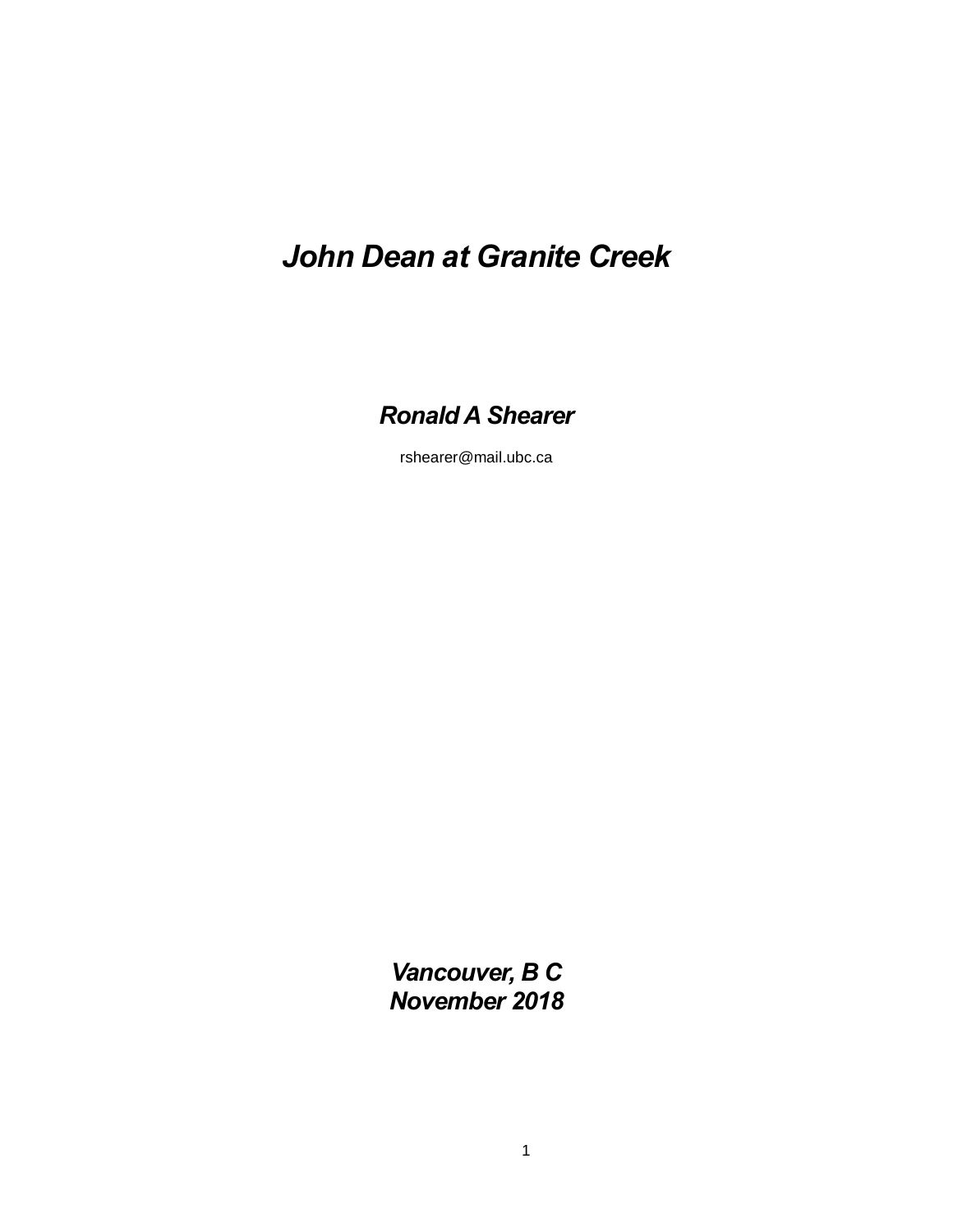# *John Dean at Granite Creek*

***Ronald A Shearer***

rshearer@mail.ubc.ca

***Vancouver, B C***
***November 2018***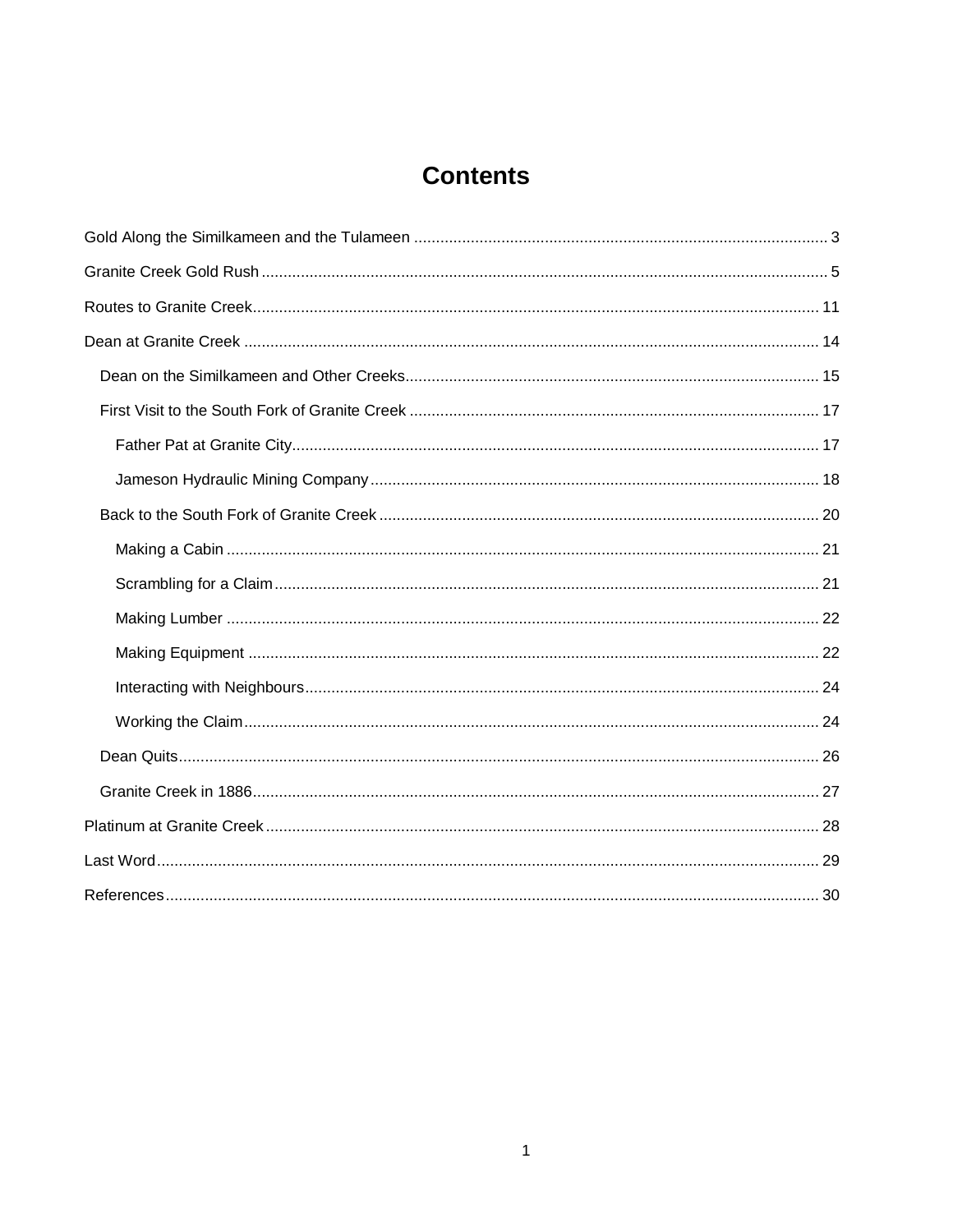# Contents

- Gold Along the Similkameen and the Tulameen ..... 3
- Granite Creek Gold Rush ..... 5
- Routes to Granite Creek ..... 11
- Dean at Granite Creek ..... 14
  - Dean on the Similkameen and Other Creeks ..... 15
  - First Visit to the South Fork of Granite Creek ..... 17
    - Father Pat at Granite City ..... 17
    - Jameson Hydraulic Mining Company ..... 18
  - Back to the South Fork of Granite Creek ..... 20
    - Making a Cabin ..... 21
    - Scrambling for a Claim ..... 21
    - Making Lumber ..... 22
    - Making Equipment ..... 22
    - Interacting with Neighbours ..... 24
    - Working the Claim ..... 24
  - Dean Quits ..... 26
  - Granite Creek in 1886 ..... 27
- Platinum at Granite Creek ..... 28
- Last Word ..... 29
- References ..... 30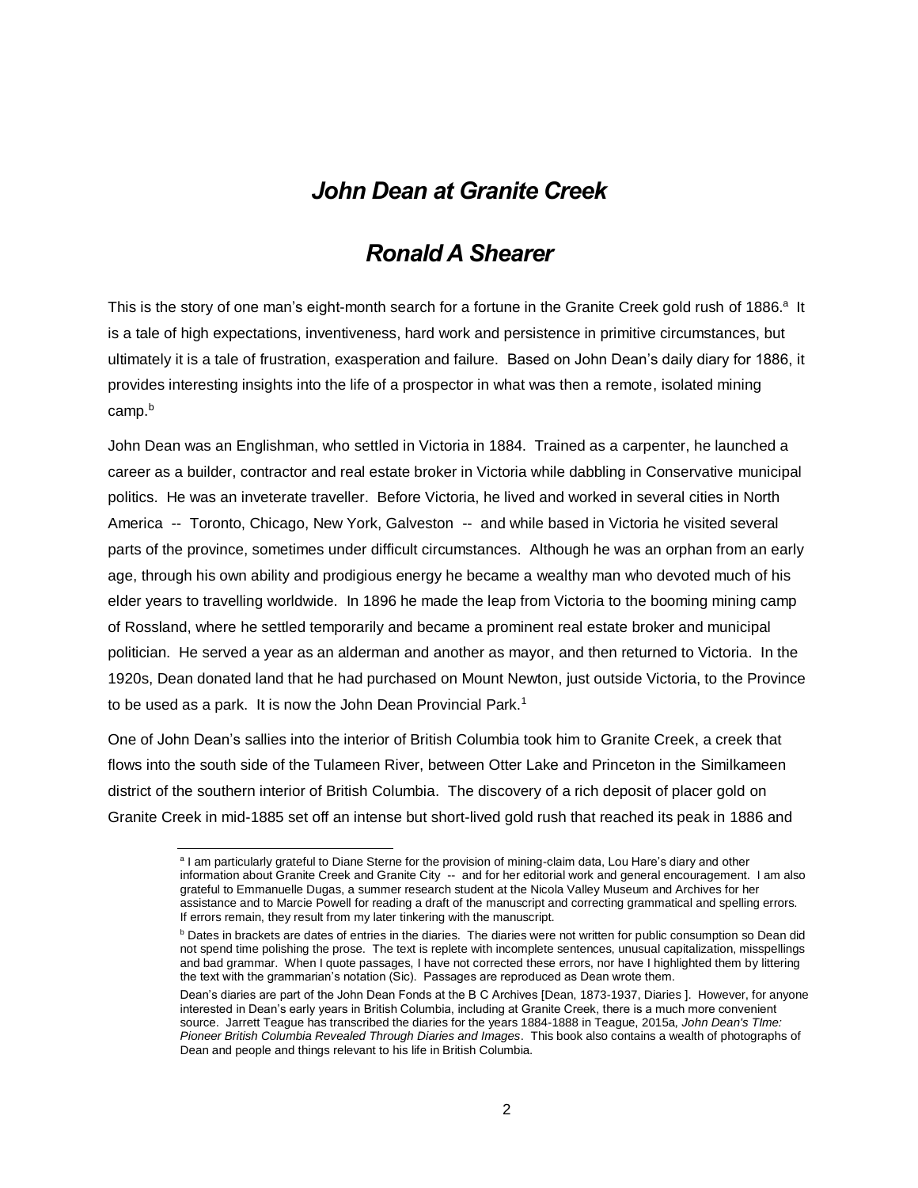# *John Dean at Granite Creek*

## *Ronald A Shearer*

This is the story of one man's eight-month search for a fortune in the Granite Creek gold rush of 1886.[a] It is a tale of high expectations, inventiveness, hard work and persistence in primitive circumstances, but ultimately it is a tale of frustration, exasperation and failure. Based on John Dean's daily diary for 1886, it provides interesting insights into the life of a prospector in what was then a remote, isolated mining camp.[b]

John Dean was an Englishman, who settled in Victoria in 1884. Trained as a carpenter, he launched a career as a builder, contractor and real estate broker in Victoria while dabbling in Conservative municipal politics. He was an inveterate traveller. Before Victoria, he lived and worked in several cities in North America -- Toronto, Chicago, New York, Galveston -- and while based in Victoria he visited several parts of the province, sometimes under difficult circumstances. Although he was an orphan from an early age, through his own ability and prodigious energy he became a wealthy man who devoted much of his elder years to travelling worldwide. In 1896 he made the leap from Victoria to the booming mining camp of Rossland, where he settled temporarily and became a prominent real estate broker and municipal politician. He served a year as an alderman and another as mayor, and then returned to Victoria. In the 1920s, Dean donated land that he had purchased on Mount Newton, just outside Victoria, to the Province to be used as a park. It is now the John Dean Provincial Park.[1]

One of John Dean's sallies into the interior of British Columbia took him to Granite Creek, a creek that flows into the south side of the Tulameen River, between Otter Lake and Princeton in the Similkameen district of the southern interior of British Columbia. The discovery of a rich deposit of placer gold on Granite Creek in mid-1885 set off an intense but short-lived gold rush that reached its peak in 1886 and

---

[a] I am particularly grateful to Diane Sterne for the provision of mining-claim data, Lou Hare's diary and other information about Granite Creek and Granite City -- and for her editorial work and general encouragement. I am also grateful to Emmanuelle Dugas, a summer research student at the Nicola Valley Museum and Archives for her assistance and to Marcie Powell for reading a draft of the manuscript and correcting grammatical and spelling errors. If errors remain, they result from my later tinkering with the manuscript.

[b] Dates in brackets are dates of entries in the diaries. The diaries were not written for public consumption so Dean did not spend time polishing the prose. The text is replete with incomplete sentences, unusual capitalization, misspellings and bad grammar. When I quote passages, I have not corrected these errors, nor have I highlighted them by littering the text with the grammarian's notation (Sic). Passages are reproduced as Dean wrote them.

Dean's diaries are part of the John Dean Fonds at the B C Archives [Dean, 1873-1937, Diaries ]. However, for anyone interested in Dean's early years in British Columbia, including at Granite Creek, there is a much more convenient source. Jarrett Teague has transcribed the diaries for the years 1884-1888 in Teague, 2015a, *John Dean's TIme: Pioneer British Columbia Revealed Through Diaries and Images*. This book also contains a wealth of photographs of Dean and people and things relevant to his life in British Columbia.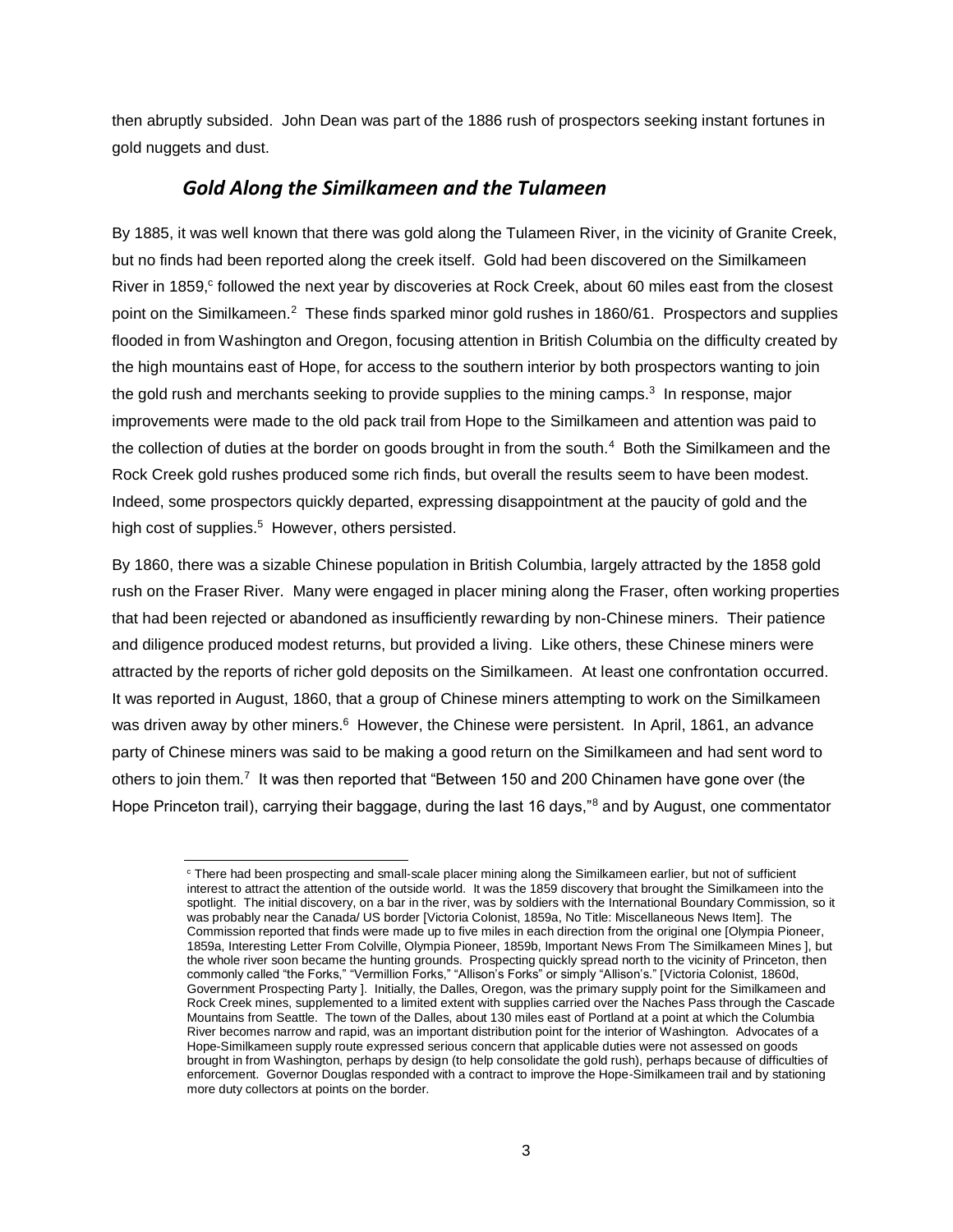then abruptly subsided. John Dean was part of the 1886 rush of prospectors seeking instant fortunes in gold nuggets and dust.

## *Gold Along the Similkameen and the Tulameen*

By 1885, it was well known that there was gold along the Tulameen River, in the vicinity of Granite Creek, but no finds had been reported along the creek itself. Gold had been discovered on the Similkameen River in 1859,[c] followed the next year by discoveries at Rock Creek, about 60 miles east from the closest point on the Similkameen.[2] These finds sparked minor gold rushes in 1860/61. Prospectors and supplies flooded in from Washington and Oregon, focusing attention in British Columbia on the difficulty created by the high mountains east of Hope, for access to the southern interior by both prospectors wanting to join the gold rush and merchants seeking to provide supplies to the mining camps.[3] In response, major improvements were made to the old pack trail from Hope to the Similkameen and attention was paid to the collection of duties at the border on goods brought in from the south.[4] Both the Similkameen and the Rock Creek gold rushes produced some rich finds, but overall the results seem to have been modest. Indeed, some prospectors quickly departed, expressing disappointment at the paucity of gold and the high cost of supplies.[5] However, others persisted.

By 1860, there was a sizable Chinese population in British Columbia, largely attracted by the 1858 gold rush on the Fraser River. Many were engaged in placer mining along the Fraser, often working properties that had been rejected or abandoned as insufficiently rewarding by non-Chinese miners. Their patience and diligence produced modest returns, but provided a living. Like others, these Chinese miners were attracted by the reports of richer gold deposits on the Similkameen. At least one confrontation occurred. It was reported in August, 1860, that a group of Chinese miners attempting to work on the Similkameen was driven away by other miners.[6] However, the Chinese were persistent. In April, 1861, an advance party of Chinese miners was said to be making a good return on the Similkameen and had sent word to others to join them.[7] It was then reported that "Between 150 and 200 Chinamen have gone over (the Hope Princeton trail), carrying their baggage, during the last 16 days,"[8] and by August, one commentator

---

[c] There had been prospecting and small-scale placer mining along the Similkameen earlier, but not of sufficient interest to attract the attention of the outside world. It was the 1859 discovery that brought the Similkameen into the spotlight. The initial discovery, on a bar in the river, was by soldiers with the International Boundary Commission, so it was probably near the Canada/ US border [Victoria Colonist, 1859a, No Title: Miscellaneous News Item]. The Commission reported that finds were made up to five miles in each direction from the original one [Olympia Pioneer, 1859a, Interesting Letter From Colville, Olympia Pioneer, 1859b, Important News From The Similkameen Mines ], but the whole river soon became the hunting grounds. Prospecting quickly spread north to the vicinity of Princeton, then commonly called "the Forks," "Vermillion Forks," "Allison's Forks" or simply "Allison's." [Victoria Colonist, 1860d, Government Prospecting Party ]. Initially, the Dalles, Oregon, was the primary supply point for the Similkameen and Rock Creek mines, supplemented to a limited extent with supplies carried over the Naches Pass through the Cascade Mountains from Seattle. The town of the Dalles, about 130 miles east of Portland at a point at which the Columbia River becomes narrow and rapid, was an important distribution point for the interior of Washington. Advocates of a Hope-Similkameen supply route expressed serious concern that applicable duties were not assessed on goods brought in from Washington, perhaps by design (to help consolidate the gold rush), perhaps because of difficulties of enforcement. Governor Douglas responded with a contract to improve the Hope-Similkameen trail and by stationing more duty collectors at points on the border.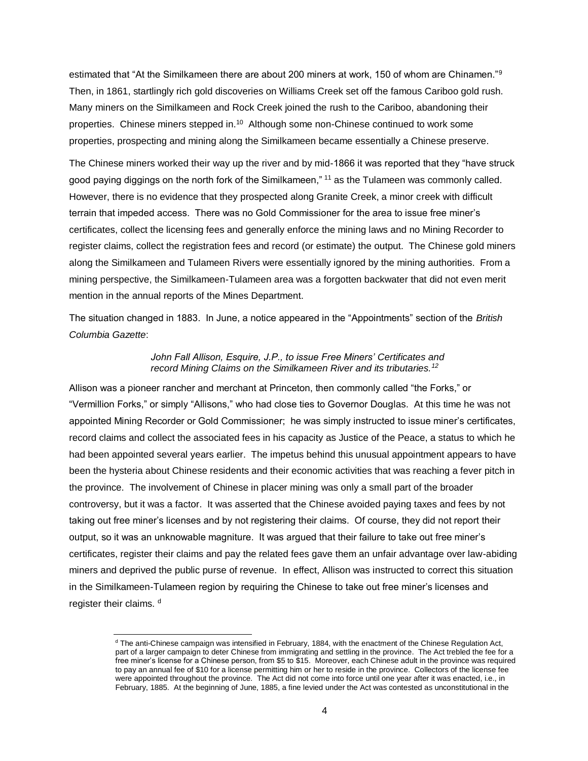estimated that "At the Similkameen there are about 200 miners at work, 150 of whom are Chinamen."[9] Then, in 1861, startlingly rich gold discoveries on Williams Creek set off the famous Cariboo gold rush. Many miners on the Similkameen and Rock Creek joined the rush to the Cariboo, abandoning their properties. Chinese miners stepped in.[10] Although some non-Chinese continued to work some properties, prospecting and mining along the Similkameen became essentially a Chinese preserve.

The Chinese miners worked their way up the river and by mid-1866 it was reported that they "have struck good paying diggings on the north fork of the Similkameen," [11] as the Tulameen was commonly called. However, there is no evidence that they prospected along Granite Creek, a minor creek with difficult terrain that impeded access. There was no Gold Commissioner for the area to issue free miner's certificates, collect the licensing fees and generally enforce the mining laws and no Mining Recorder to register claims, collect the registration fees and record (or estimate) the output. The Chinese gold miners along the Similkameen and Tulameen Rivers were essentially ignored by the mining authorities. From a mining perspective, the Similkameen-Tulameen area was a forgotten backwater that did not even merit mention in the annual reports of the Mines Department.

The situation changed in 1883. In June, a notice appeared in the "Appointments" section of the *British Columbia Gazette*:

> *John Fall Allison, Esquire, J.P., to issue Free Miners' Certificates and record Mining Claims on the Similkameen River and its tributaries.*[12]

Allison was a pioneer rancher and merchant at Princeton, then commonly called "the Forks," or "Vermillion Forks," or simply "Allisons," who had close ties to Governor Douglas. At this time he was not appointed Mining Recorder or Gold Commissioner; he was simply instructed to issue miner's certificates, record claims and collect the associated fees in his capacity as Justice of the Peace, a status to which he had been appointed several years earlier. The impetus behind this unusual appointment appears to have been the hysteria about Chinese residents and their economic activities that was reaching a fever pitch in the province. The involvement of Chinese in placer mining was only a small part of the broader controversy, but it was a factor. It was asserted that the Chinese avoided paying taxes and fees by not taking out free miner's licenses and by not registering their claims. Of course, they did not report their output, so it was an unknowable magniture. It was argued that their failure to take out free miner's certificates, register their claims and pay the related fees gave them an unfair advantage over law-abiding miners and deprived the public purse of revenue. In effect, Allison was instructed to correct this situation in the Similkameen-Tulameen region by requiring the Chinese to take out free miner's licenses and register their claims. [d]

---

[d] The anti-Chinese campaign was intensified in February, 1884, with the enactment of the Chinese Regulation Act, part of a larger campaign to deter Chinese from immigrating and settling in the province. The Act trebled the fee for a free miner's license for a Chinese person, from $5 to $15. Moreover, each Chinese adult in the province was required to pay an annual fee of $10 for a license permitting him or her to reside in the province. Collectors of the license fee were appointed throughout the province. The Act did not come into force until one year after it was enacted, i.e., in February, 1885. At the beginning of June, 1885, a fine levied under the Act was contested as unconstitutional in the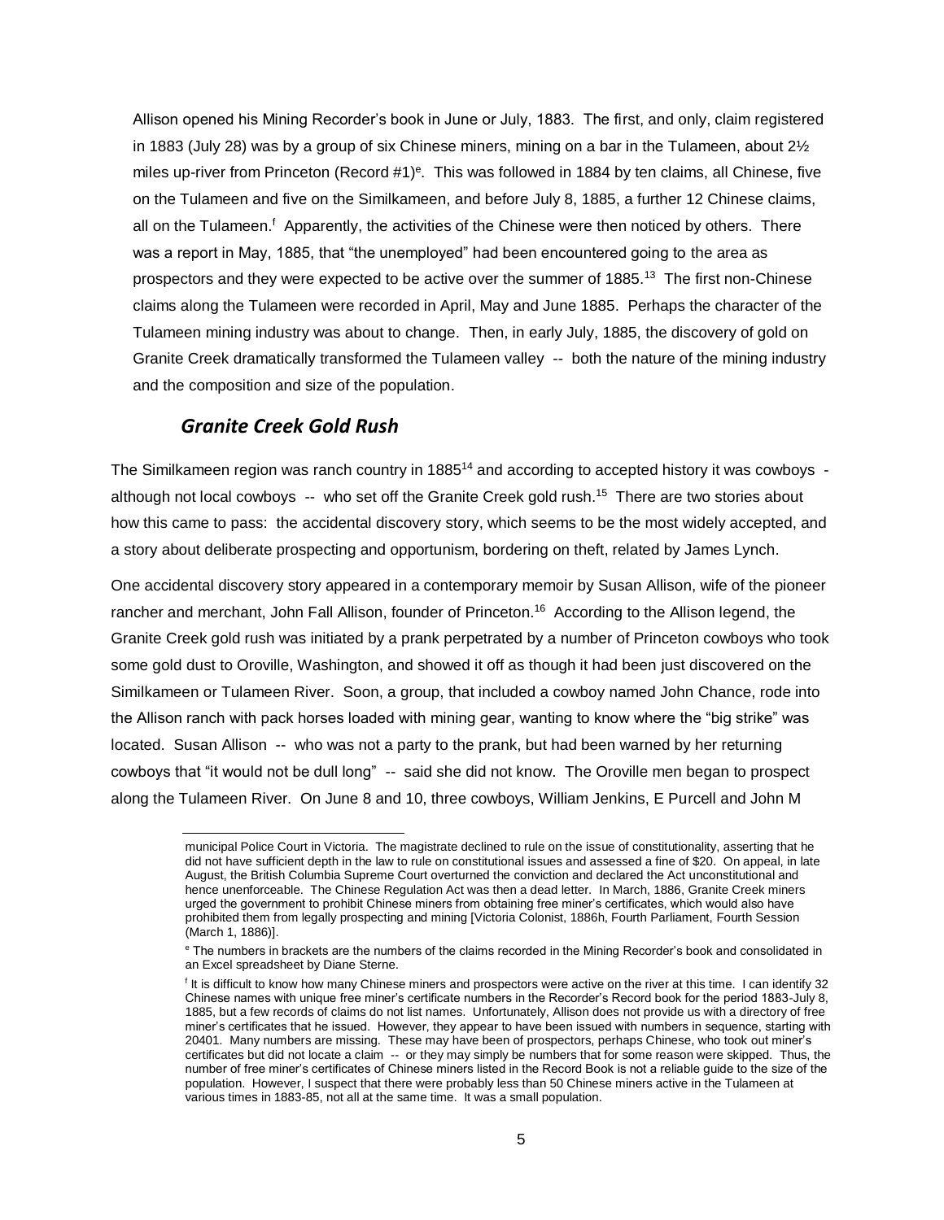Allison opened his Mining Recorder's book in June or July, 1883. The first, and only, claim registered in 1883 (July 28) was by a group of six Chinese miners, mining on a bar in the Tulameen, about 2½ miles up-river from Princeton (Record #1)[e]. This was followed in 1884 by ten claims, all Chinese, five on the Tulameen and five on the Similkameen, and before July 8, 1885, a further 12 Chinese claims, all on the Tulameen.[f] Apparently, the activities of the Chinese were then noticed by others. There was a report in May, 1885, that "the unemployed" had been encountered going to the area as prospectors and they were expected to be active over the summer of 1885.[13] The first non-Chinese claims along the Tulameen were recorded in April, May and June 1885. Perhaps the character of the Tulameen mining industry was about to change. Then, in early July, 1885, the discovery of gold on Granite Creek dramatically transformed the Tulameen valley -- both the nature of the mining industry and the composition and size of the population.

## *Granite Creek Gold Rush*

The Similkameen region was ranch country in 1885[14] and according to accepted history it was cowboys - although not local cowboys -- who set off the Granite Creek gold rush.[15] There are two stories about how this came to pass: the accidental discovery story, which seems to be the most widely accepted, and a story about deliberate prospecting and opportunism, bordering on theft, related by James Lynch.

One accidental discovery story appeared in a contemporary memoir by Susan Allison, wife of the pioneer rancher and merchant, John Fall Allison, founder of Princeton.[16] According to the Allison legend, the Granite Creek gold rush was initiated by a prank perpetrated by a number of Princeton cowboys who took some gold dust to Oroville, Washington, and showed it off as though it had been just discovered on the Similkameen or Tulameen River. Soon, a group, that included a cowboy named John Chance, rode into the Allison ranch with pack horses loaded with mining gear, wanting to know where the "big strike" was located. Susan Allison -- who was not a party to the prank, but had been warned by her returning cowboys that "it would not be dull long" -- said she did not know. The Oroville men began to prospect along the Tulameen River. On June 8 and 10, three cowboys, William Jenkins, E Purcell and John M

---

municipal Police Court in Victoria. The magistrate declined to rule on the issue of constitutionality, asserting that he did not have sufficient depth in the law to rule on constitutional issues and assessed a fine of $20. On appeal, in late August, the British Columbia Supreme Court overturned the conviction and declared the Act unconstitutional and hence unenforceable. The Chinese Regulation Act was then a dead letter. In March, 1886, Granite Creek miners urged the government to prohibit Chinese miners from obtaining free miner's certificates, which would also have prohibited them from legally prospecting and mining [Victoria Colonist, 1886h, Fourth Parliament, Fourth Session (March 1, 1886)].

[e] The numbers in brackets are the numbers of the claims recorded in the Mining Recorder's book and consolidated in an Excel spreadsheet by Diane Sterne.

[f] It is difficult to know how many Chinese miners and prospectors were active on the river at this time. I can identify 32 Chinese names with unique free miner's certificate numbers in the Recorder's Record book for the period 1883-July 8, 1885, but a few records of claims do not list names. Unfortunately, Allison does not provide us with a directory of free miner's certificates that he issued. However, they appear to have been issued with numbers in sequence, starting with 20401. Many numbers are missing. These may have been of prospectors, perhaps Chinese, who took out miner's certificates but did not locate a claim -- or they may simply be numbers that for some reason were skipped. Thus, the number of free miner's certificates of Chinese miners listed in the Record Book is not a reliable guide to the size of the population. However, I suspect that there were probably less than 50 Chinese miners active in the Tulameen at various times in 1883-85, not all at the same time. It was a small population.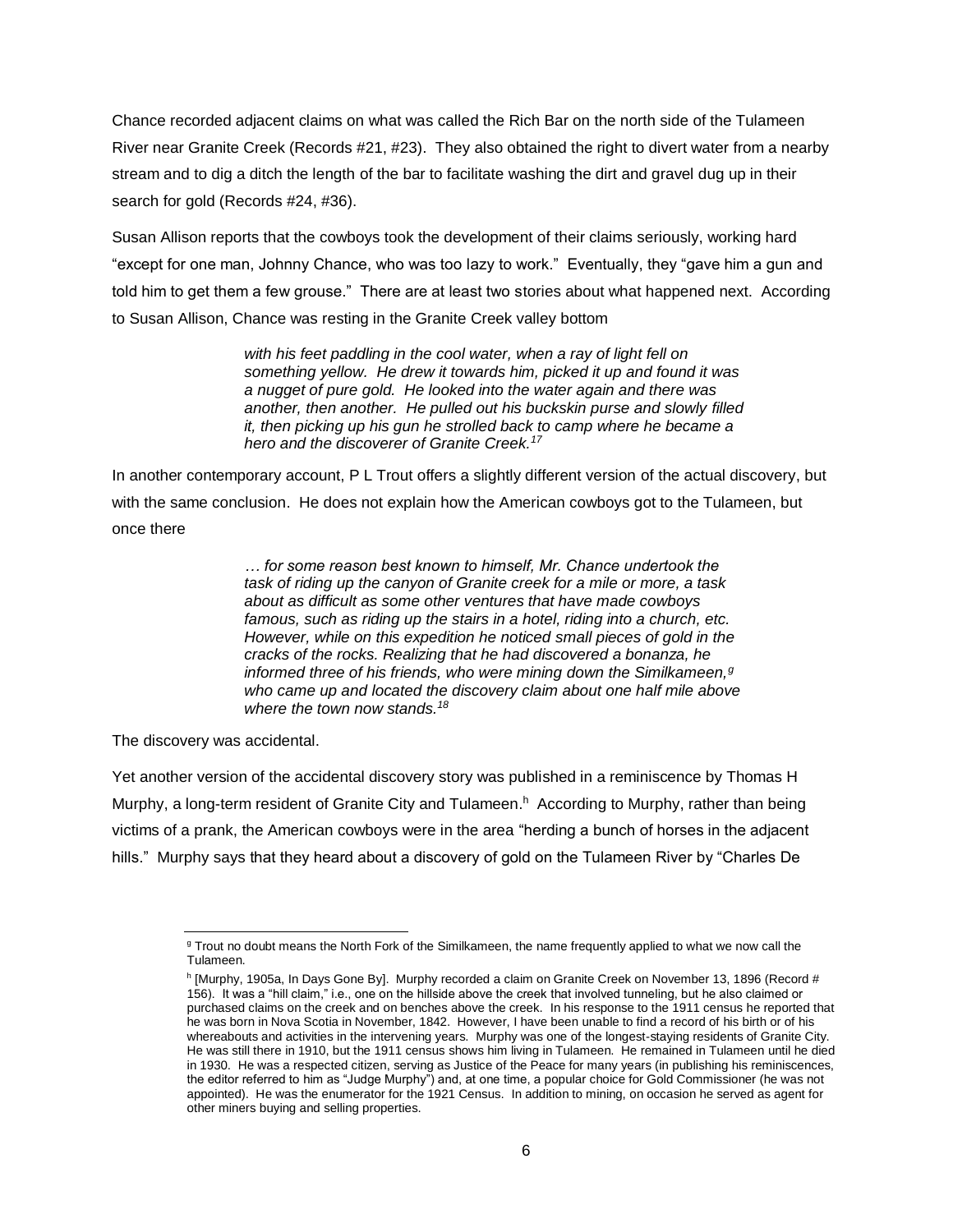Chance recorded adjacent claims on what was called the Rich Bar on the north side of the Tulameen River near Granite Creek (Records #21, #23). They also obtained the right to divert water from a nearby stream and to dig a ditch the length of the bar to facilitate washing the dirt and gravel dug up in their search for gold (Records #24, #36).

Susan Allison reports that the cowboys took the development of their claims seriously, working hard "except for one man, Johnny Chance, who was too lazy to work." Eventually, they "gave him a gun and told him to get them a few grouse." There are at least two stories about what happened next. According to Susan Allison, Chance was resting in the Granite Creek valley bottom

> *with his feet paddling in the cool water, when a ray of light fell on something yellow. He drew it towards him, picked it up and found it was a nugget of pure gold. He looked into the water again and there was another, then another. He pulled out his buckskin purse and slowly filled it, then picking up his gun he strolled back to camp where he became a hero and the discoverer of Granite Creek.*[17]

In another contemporary account, P L Trout offers a slightly different version of the actual discovery, but with the same conclusion. He does not explain how the American cowboys got to the Tulameen, but once there

> *… for some reason best known to himself, Mr. Chance undertook the task of riding up the canyon of Granite creek for a mile or more, a task about as difficult as some other ventures that have made cowboys famous, such as riding up the stairs in a hotel, riding into a church, etc. However, while on this expedition he noticed small pieces of gold in the cracks of the rocks. Realizing that he had discovered a bonanza, he informed three of his friends, who were mining down the Similkameen,*[g] *who came up and located the discovery claim about one half mile above where the town now stands.*[18]

The discovery was accidental.

Yet another version of the accidental discovery story was published in a reminiscence by Thomas H Murphy, a long-term resident of Granite City and Tulameen.[h] According to Murphy, rather than being victims of a prank, the American cowboys were in the area "herding a bunch of horses in the adjacent hills." Murphy says that they heard about a discovery of gold on the Tulameen River by "Charles De

---

[g] Trout no doubt means the North Fork of the Similkameen, the name frequently applied to what we now call the Tulameen.

[h] [Murphy, 1905a, In Days Gone By]. Murphy recorded a claim on Granite Creek on November 13, 1896 (Record # 156). It was a "hill claim," i.e., one on the hillside above the creek that involved tunneling, but he also claimed or purchased claims on the creek and on benches above the creek. In his response to the 1911 census he reported that he was born in Nova Scotia in November, 1842. However, I have been unable to find a record of his birth or of his whereabouts and activities in the intervening years. Murphy was one of the longest-staying residents of Granite City. He was still there in 1910, but the 1911 census shows him living in Tulameen. He remained in Tulameen until he died in 1930. He was a respected citizen, serving as Justice of the Peace for many years (in publishing his reminiscences, the editor referred to him as "Judge Murphy") and, at one time, a popular choice for Gold Commissioner (he was not appointed). He was the enumerator for the 1921 Census. In addition to mining, on occasion he served as agent for other miners buying and selling properties.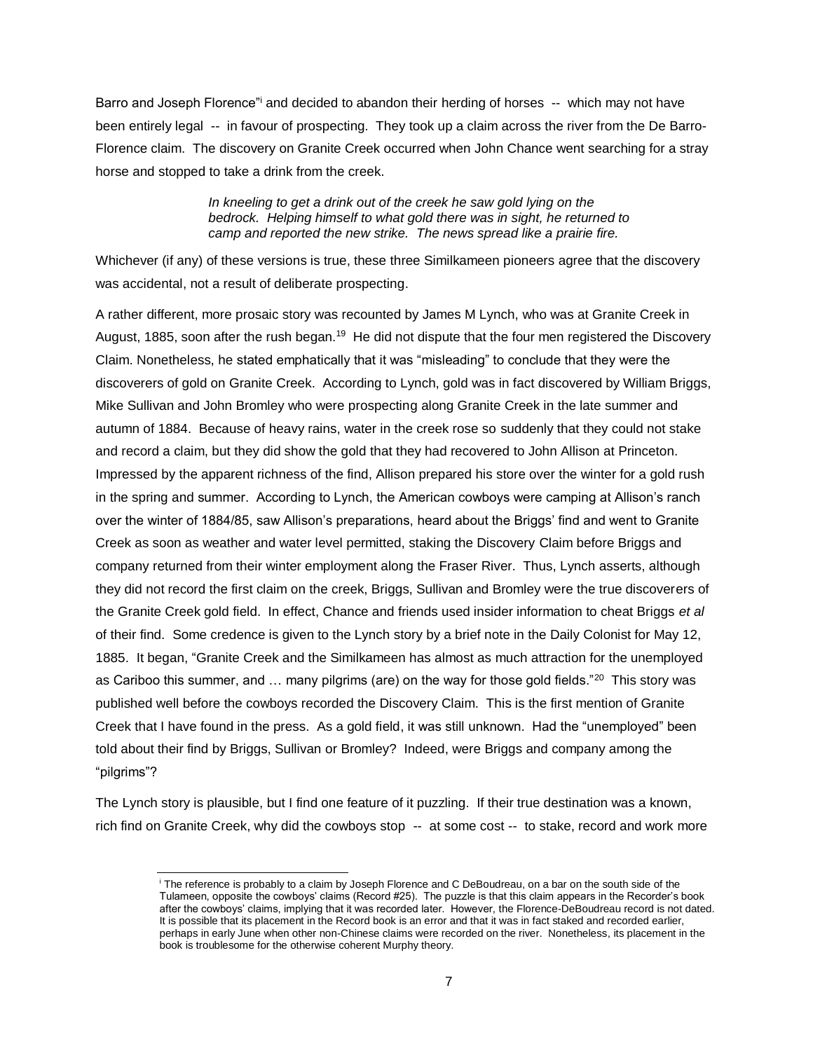Barro and Joseph Florence"[i] and decided to abandon their herding of horses -- which may not have been entirely legal -- in favour of prospecting. They took up a claim across the river from the De Barro-Florence claim. The discovery on Granite Creek occurred when John Chance went searching for a stray horse and stopped to take a drink from the creek.

> *In kneeling to get a drink out of the creek he saw gold lying on the bedrock. Helping himself to what gold there was in sight, he returned to camp and reported the new strike. The news spread like a prairie fire.*

Whichever (if any) of these versions is true, these three Similkameen pioneers agree that the discovery was accidental, not a result of deliberate prospecting.

A rather different, more prosaic story was recounted by James M Lynch, who was at Granite Creek in August, 1885, soon after the rush began.[19] He did not dispute that the four men registered the Discovery Claim. Nonetheless, he stated emphatically that it was "misleading" to conclude that they were the discoverers of gold on Granite Creek. According to Lynch, gold was in fact discovered by William Briggs, Mike Sullivan and John Bromley who were prospecting along Granite Creek in the late summer and autumn of 1884. Because of heavy rains, water in the creek rose so suddenly that they could not stake and record a claim, but they did show the gold that they had recovered to John Allison at Princeton. Impressed by the apparent richness of the find, Allison prepared his store over the winter for a gold rush in the spring and summer. According to Lynch, the American cowboys were camping at Allison's ranch over the winter of 1884/85, saw Allison's preparations, heard about the Briggs' find and went to Granite Creek as soon as weather and water level permitted, staking the Discovery Claim before Briggs and company returned from their winter employment along the Fraser River. Thus, Lynch asserts, although they did not record the first claim on the creek, Briggs, Sullivan and Bromley were the true discoverers of the Granite Creek gold field. In effect, Chance and friends used insider information to cheat Briggs *et al* of their find. Some credence is given to the Lynch story by a brief note in the Daily Colonist for May 12, 1885. It began, "Granite Creek and the Similkameen has almost as much attraction for the unemployed as Cariboo this summer, and … many pilgrims (are) on the way for those gold fields."[20] This story was published well before the cowboys recorded the Discovery Claim. This is the first mention of Granite Creek that I have found in the press. As a gold field, it was still unknown. Had the "unemployed" been told about their find by Briggs, Sullivan or Bromley? Indeed, were Briggs and company among the "pilgrims"?

The Lynch story is plausible, but I find one feature of it puzzling. If their true destination was a known, rich find on Granite Creek, why did the cowboys stop -- at some cost -- to stake, record and work more

---

[i] The reference is probably to a claim by Joseph Florence and C DeBoudreau, on a bar on the south side of the Tulameen, opposite the cowboys' claims (Record #25). The puzzle is that this claim appears in the Recorder's book after the cowboys' claims, implying that it was recorded later. However, the Florence-DeBoudreau record is not dated. It is possible that its placement in the Record book is an error and that it was in fact staked and recorded earlier, perhaps in early June when other non-Chinese claims were recorded on the river. Nonetheless, its placement in the book is troublesome for the otherwise coherent Murphy theory.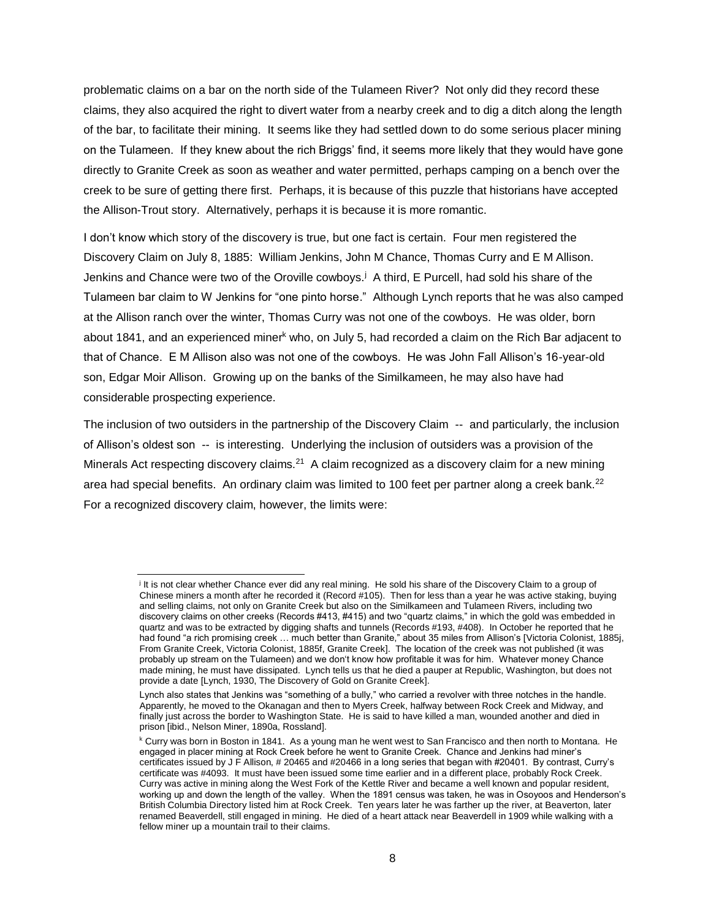problematic claims on a bar on the north side of the Tulameen River? Not only did they record these claims, they also acquired the right to divert water from a nearby creek and to dig a ditch along the length of the bar, to facilitate their mining. It seems like they had settled down to do some serious placer mining on the Tulameen. If they knew about the rich Briggs' find, it seems more likely that they would have gone directly to Granite Creek as soon as weather and water permitted, perhaps camping on a bench over the creek to be sure of getting there first. Perhaps, it is because of this puzzle that historians have accepted the Allison-Trout story. Alternatively, perhaps it is because it is more romantic.

I don't know which story of the discovery is true, but one fact is certain. Four men registered the Discovery Claim on July 8, 1885: William Jenkins, John M Chance, Thomas Curry and E M Allison. Jenkins and Chance were two of the Oroville cowboys.[j] A third, E Purcell, had sold his share of the Tulameen bar claim to W Jenkins for "one pinto horse." Although Lynch reports that he was also camped at the Allison ranch over the winter, Thomas Curry was not one of the cowboys. He was older, born about 1841, and an experienced miner[k] who, on July 5, had recorded a claim on the Rich Bar adjacent to that of Chance. E M Allison also was not one of the cowboys. He was John Fall Allison's 16-year-old son, Edgar Moir Allison. Growing up on the banks of the Similkameen, he may also have had considerable prospecting experience.

The inclusion of two outsiders in the partnership of the Discovery Claim -- and particularly, the inclusion of Allison's oldest son -- is interesting. Underlying the inclusion of outsiders was a provision of the Minerals Act respecting discovery claims.[21] A claim recognized as a discovery claim for a new mining area had special benefits. An ordinary claim was limited to 100 feet per partner along a creek bank.[22] For a recognized discovery claim, however, the limits were:

---

[j] It is not clear whether Chance ever did any real mining. He sold his share of the Discovery Claim to a group of Chinese miners a month after he recorded it (Record #105). Then for less than a year he was active staking, buying and selling claims, not only on Granite Creek but also on the Similkameen and Tulameen Rivers, including two discovery claims on other creeks (Records #413, #415) and two "quartz claims," in which the gold was embedded in quartz and was to be extracted by digging shafts and tunnels (Records #193, #408). In October he reported that he had found "a rich promising creek … much better than Granite," about 35 miles from Allison's [Victoria Colonist, 1885j, From Granite Creek, Victoria Colonist, 1885f, Granite Creek]. The location of the creek was not published (it was probably up stream on the Tulameen) and we don't know how profitable it was for him. Whatever money Chance made mining, he must have dissipated. Lynch tells us that he died a pauper at Republic, Washington, but does not provide a date [Lynch, 1930, The Discovery of Gold on Granite Creek].

Lynch also states that Jenkins was "something of a bully," who carried a revolver with three notches in the handle. Apparently, he moved to the Okanagan and then to Myers Creek, halfway between Rock Creek and Midway, and finally just across the border to Washington State. He is said to have killed a man, wounded another and died in prison [ibid., Nelson Miner, 1890a, Rossland].

[k] Curry was born in Boston in 1841. As a young man he went west to San Francisco and then north to Montana. He engaged in placer mining at Rock Creek before he went to Granite Creek. Chance and Jenkins had miner's certificates issued by J F Allison, # 20465 and #20466 in a long series that began with #20401. By contrast, Curry's certificate was #4093. It must have been issued some time earlier and in a different place, probably Rock Creek. Curry was active in mining along the West Fork of the Kettle River and became a well known and popular resident, working up and down the length of the valley. When the 1891 census was taken, he was in Osoyoos and Henderson's British Columbia Directory listed him at Rock Creek. Ten years later he was farther up the river, at Beaverton, later renamed Beaverdell, still engaged in mining. He died of a heart attack near Beaverdell in 1909 while walking with a fellow miner up a mountain trail to their claims.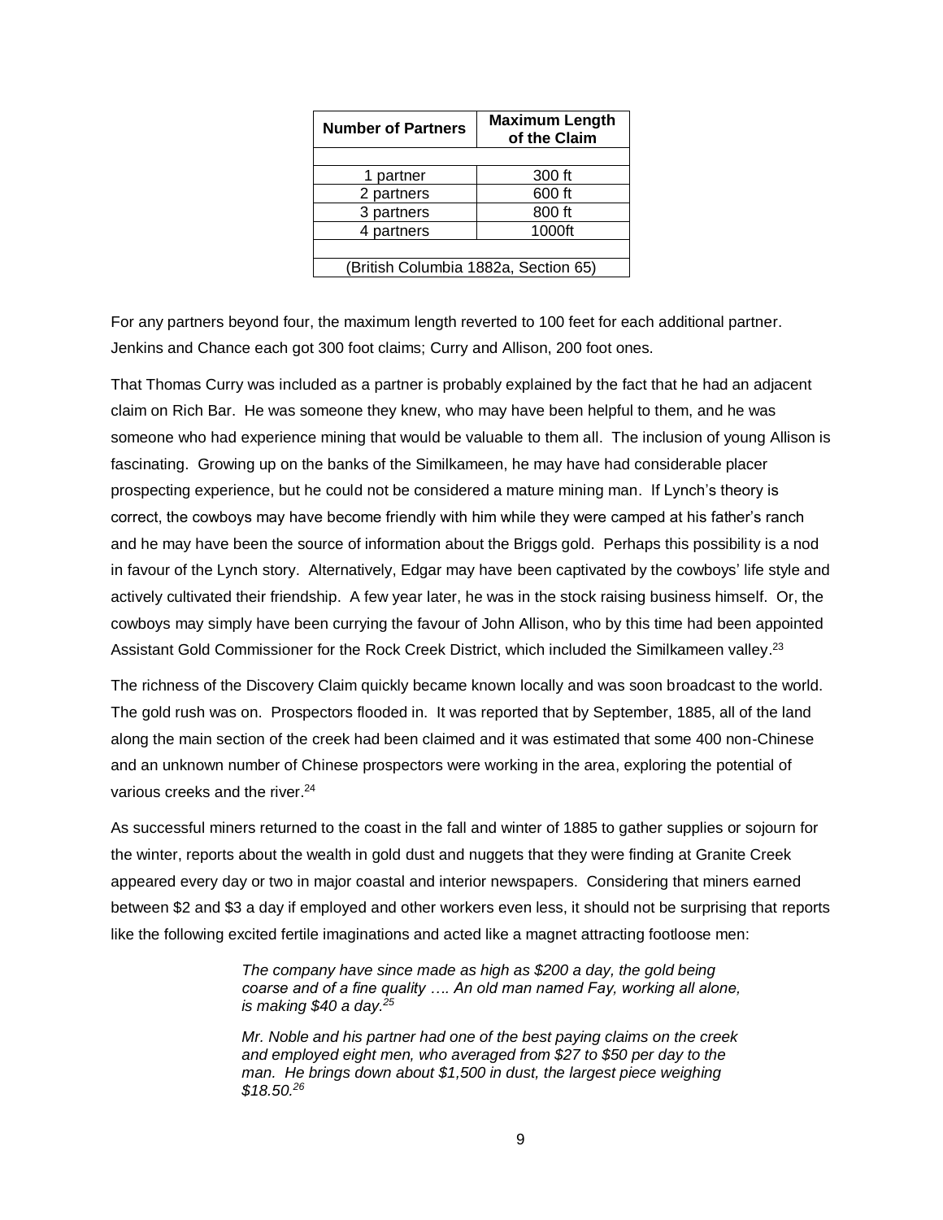| Number of Partners | Maximum Length of the Claim |
|---|---|
| | |
| 1 partner | 300 ft |
| 2 partners | 600 ft |
| 3 partners | 800 ft |
| 4 partners | 1000ft |
| | |
| (British Columbia 1882a, Section 65) | |

For any partners beyond four, the maximum length reverted to 100 feet for each additional partner. Jenkins and Chance each got 300 foot claims; Curry and Allison, 200 foot ones.

That Thomas Curry was included as a partner is probably explained by the fact that he had an adjacent claim on Rich Bar. He was someone they knew, who may have been helpful to them, and he was someone who had experience mining that would be valuable to them all. The inclusion of young Allison is fascinating. Growing up on the banks of the Similkameen, he may have had considerable placer prospecting experience, but he could not be considered a mature mining man. If Lynch's theory is correct, the cowboys may have become friendly with him while they were camped at his father's ranch and he may have been the source of information about the Briggs gold. Perhaps this possibility is a nod in favour of the Lynch story. Alternatively, Edgar may have been captivated by the cowboys' life style and actively cultivated their friendship. A few year later, he was in the stock raising business himself. Or, the cowboys may simply have been currying the favour of John Allison, who by this time had been appointed Assistant Gold Commissioner for the Rock Creek District, which included the Similkameen valley.[23]

The richness of the Discovery Claim quickly became known locally and was soon broadcast to the world. The gold rush was on. Prospectors flooded in. It was reported that by September, 1885, all of the land along the main section of the creek had been claimed and it was estimated that some 400 non-Chinese and an unknown number of Chinese prospectors were working in the area, exploring the potential of various creeks and the river.[24]

As successful miners returned to the coast in the fall and winter of 1885 to gather supplies or sojourn for the winter, reports about the wealth in gold dust and nuggets that they were finding at Granite Creek appeared every day or two in major coastal and interior newspapers. Considering that miners earned between $2 and $3 a day if employed and other workers even less, it should not be surprising that reports like the following excited fertile imaginations and acted like a magnet attracting footloose men:

> *The company have since made as high as $200 a day, the gold being coarse and of a fine quality …. An old man named Fay, working all alone, is making $40 a day.*[25]

> *Mr. Noble and his partner had one of the best paying claims on the creek and employed eight men, who averaged from $27 to $50 per day to the man. He brings down about $1,500 in dust, the largest piece weighing $18.50.*[26]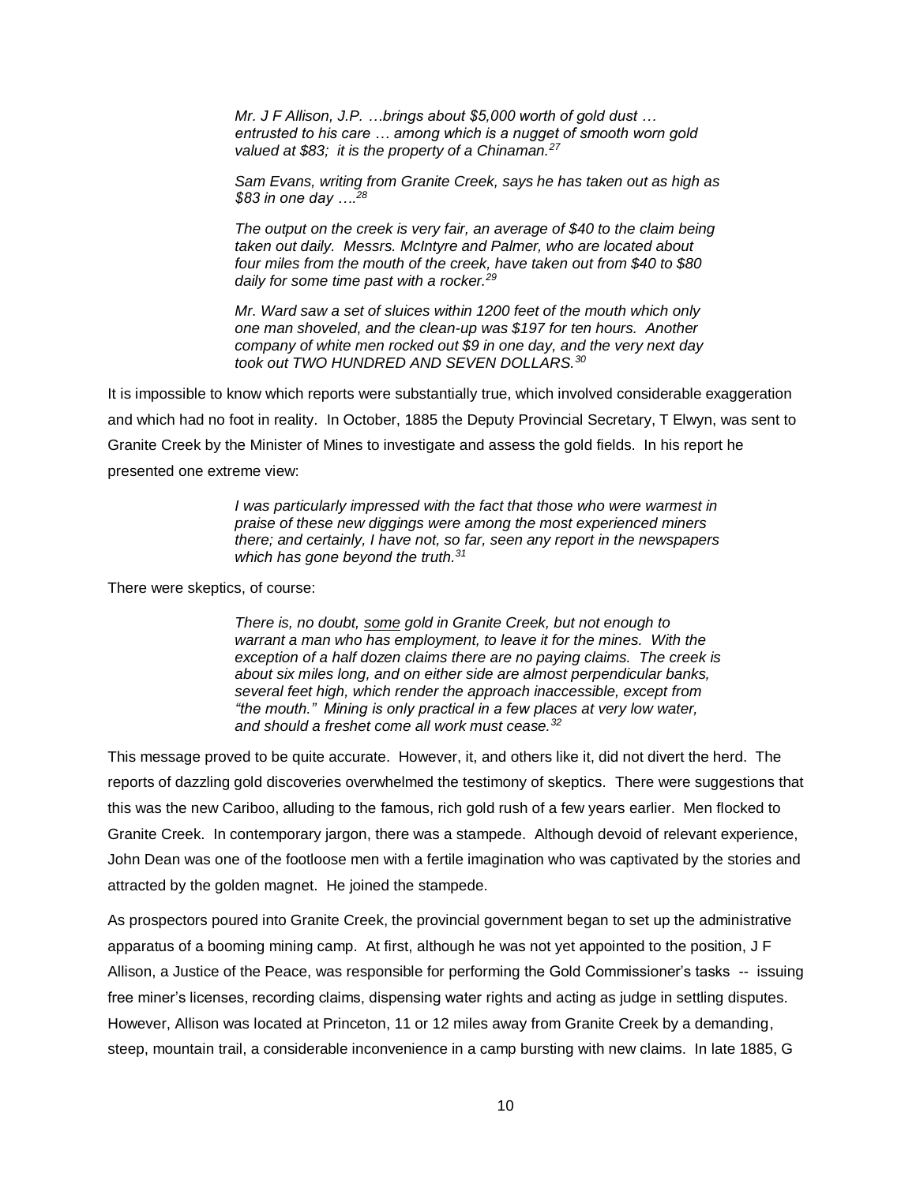> *Mr. J F Allison, J.P. …brings about $5,000 worth of gold dust … entrusted to his care … among which is a nugget of smooth worn gold valued at $83; it is the property of a Chinaman.*[27]

> *Sam Evans, writing from Granite Creek, says he has taken out as high as $83 in one day ….*[28]

> *The output on the creek is very fair, an average of $40 to the claim being taken out daily. Messrs. McIntyre and Palmer, who are located about four miles from the mouth of the creek, have taken out from $40 to $80 daily for some time past with a rocker.*[29]

> *Mr. Ward saw a set of sluices within 1200 feet of the mouth which only one man shoveled, and the clean-up was $197 for ten hours. Another company of white men rocked out $9 in one day, and the very next day took out TWO HUNDRED AND SEVEN DOLLARS.*[30]

It is impossible to know which reports were substantially true, which involved considerable exaggeration and which had no foot in reality. In October, 1885 the Deputy Provincial Secretary, T Elwyn, was sent to Granite Creek by the Minister of Mines to investigate and assess the gold fields. In his report he presented one extreme view:

> *I was particularly impressed with the fact that those who were warmest in praise of these new diggings were among the most experienced miners there; and certainly, I have not, so far, seen any report in the newspapers which has gone beyond the truth.*[31]

There were skeptics, of course:

> *There is, no doubt, <u>some</u> gold in Granite Creek, but not enough to warrant a man who has employment, to leave it for the mines. With the exception of a half dozen claims there are no paying claims. The creek is about six miles long, and on either side are almost perpendicular banks, several feet high, which render the approach inaccessible, except from "the mouth." Mining is only practical in a few places at very low water, and should a freshet come all work must cease.*[32]

This message proved to be quite accurate. However, it, and others like it, did not divert the herd. The reports of dazzling gold discoveries overwhelmed the testimony of skeptics. There were suggestions that this was the new Cariboo, alluding to the famous, rich gold rush of a few years earlier. Men flocked to Granite Creek. In contemporary jargon, there was a stampede. Although devoid of relevant experience, John Dean was one of the footloose men with a fertile imagination who was captivated by the stories and attracted by the golden magnet. He joined the stampede.

As prospectors poured into Granite Creek, the provincial government began to set up the administrative apparatus of a booming mining camp. At first, although he was not yet appointed to the position, J F Allison, a Justice of the Peace, was responsible for performing the Gold Commissioner's tasks -- issuing free miner's licenses, recording claims, dispensing water rights and acting as judge in settling disputes. However, Allison was located at Princeton, 11 or 12 miles away from Granite Creek by a demanding, steep, mountain trail, a considerable inconvenience in a camp bursting with new claims. In late 1885, G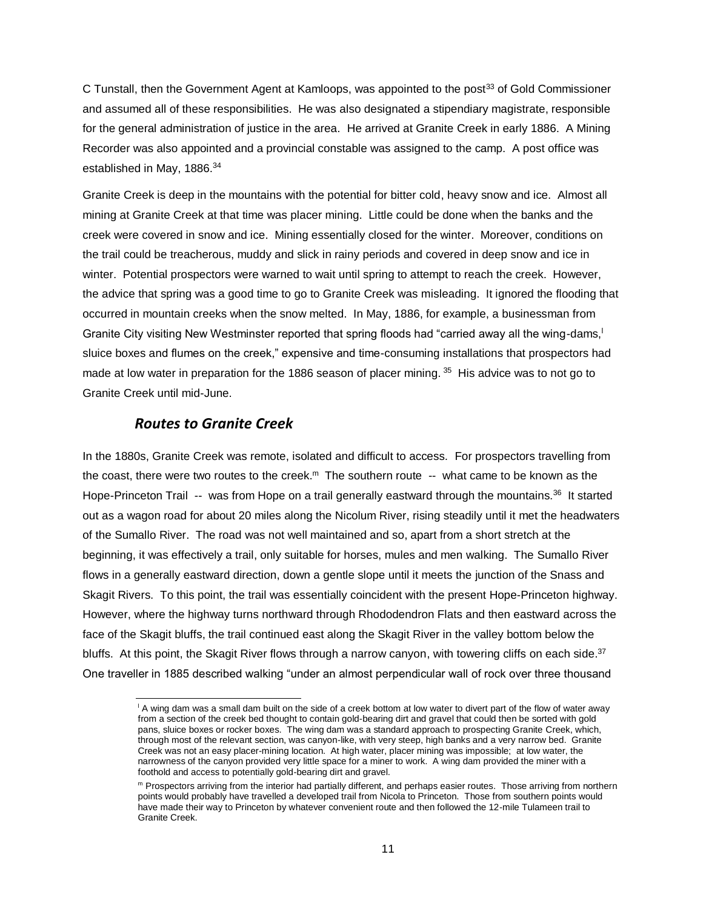C Tunstall, then the Government Agent at Kamloops, was appointed to the post[33] of Gold Commissioner and assumed all of these responsibilities. He was also designated a stipendiary magistrate, responsible for the general administration of justice in the area. He arrived at Granite Creek in early 1886. A Mining Recorder was also appointed and a provincial constable was assigned to the camp. A post office was established in May, 1886.[34]

Granite Creek is deep in the mountains with the potential for bitter cold, heavy snow and ice. Almost all mining at Granite Creek at that time was placer mining. Little could be done when the banks and the creek were covered in snow and ice. Mining essentially closed for the winter. Moreover, conditions on the trail could be treacherous, muddy and slick in rainy periods and covered in deep snow and ice in winter. Potential prospectors were warned to wait until spring to attempt to reach the creek. However, the advice that spring was a good time to go to Granite Creek was misleading. It ignored the flooding that occurred in mountain creeks when the snow melted. In May, 1886, for example, a businessman from Granite City visiting New Westminster reported that spring floods had "carried away all the wing-dams,[l] sluice boxes and flumes on the creek," expensive and time-consuming installations that prospectors had made at low water in preparation for the 1886 season of placer mining.[35] His advice was to not go to Granite Creek until mid-June.

### *Routes to Granite Creek*

In the 1880s, Granite Creek was remote, isolated and difficult to access. For prospectors travelling from the coast, there were two routes to the creek.[m] The southern route -- what came to be known as the Hope-Princeton Trail -- was from Hope on a trail generally eastward through the mountains.[36] It started out as a wagon road for about 20 miles along the Nicolum River, rising steadily until it met the headwaters of the Sumallo River. The road was not well maintained and so, apart from a short stretch at the beginning, it was effectively a trail, only suitable for horses, mules and men walking. The Sumallo River flows in a generally eastward direction, down a gentle slope until it meets the junction of the Snass and Skagit Rivers. To this point, the trail was essentially coincident with the present Hope-Princeton highway. However, where the highway turns northward through Rhododendron Flats and then eastward across the face of the Skagit bluffs, the trail continued east along the Skagit River in the valley bottom below the bluffs. At this point, the Skagit River flows through a narrow canyon, with towering cliffs on each side.[37] One traveller in 1885 described walking "under an almost perpendicular wall of rock over three thousand

---

[l] A wing dam was a small dam built on the side of a creek bottom at low water to divert part of the flow of water away from a section of the creek bed thought to contain gold-bearing dirt and gravel that could then be sorted with gold pans, sluice boxes or rocker boxes. The wing dam was a standard approach to prospecting Granite Creek, which, through most of the relevant section, was canyon-like, with very steep, high banks and a very narrow bed. Granite Creek was not an easy placer-mining location. At high water, placer mining was impossible; at low water, the narrowness of the canyon provided very little space for a miner to work. A wing dam provided the miner with a foothold and access to potentially gold-bearing dirt and gravel.

[m] Prospectors arriving from the interior had partially different, and perhaps easier routes. Those arriving from northern points would probably have travelled a developed trail from Nicola to Princeton. Those from southern points would have made their way to Princeton by whatever convenient route and then followed the 12-mile Tulameen trail to Granite Creek.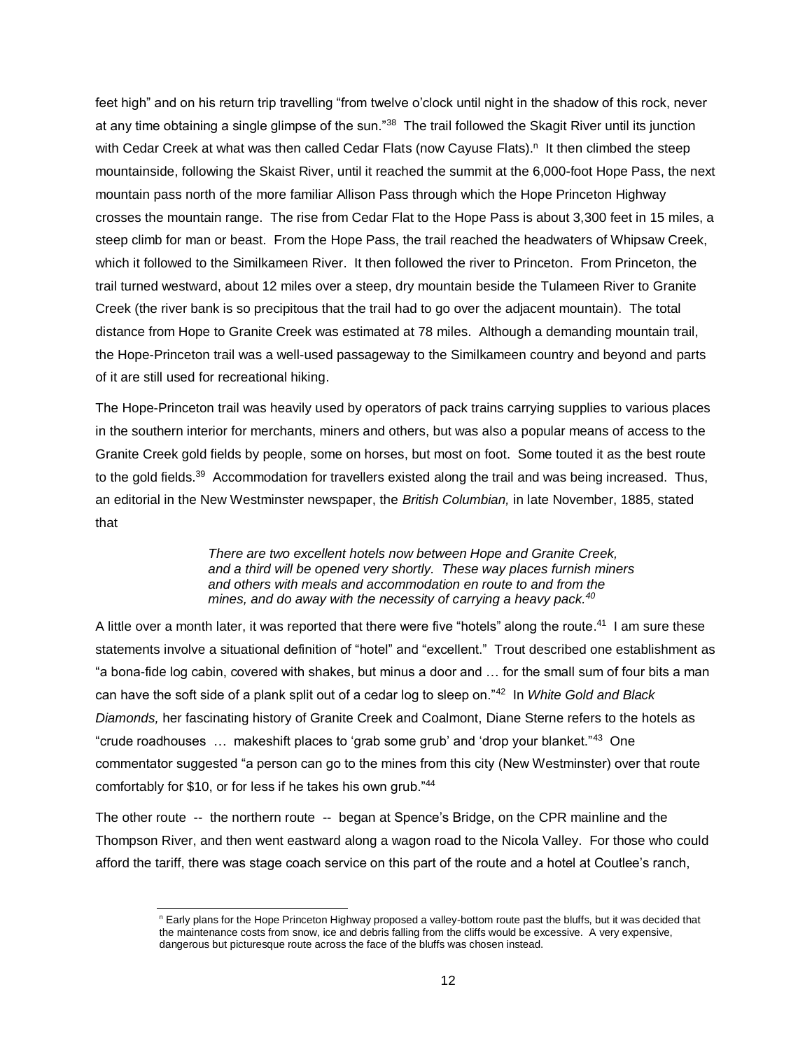feet high" and on his return trip travelling "from twelve o'clock until night in the shadow of this rock, never at any time obtaining a single glimpse of the sun."[38] The trail followed the Skagit River until its junction with Cedar Creek at what was then called Cedar Flats (now Cayuse Flats).[n] It then climbed the steep mountainside, following the Skaist River, until it reached the summit at the 6,000-foot Hope Pass, the next mountain pass north of the more familiar Allison Pass through which the Hope Princeton Highway crosses the mountain range. The rise from Cedar Flat to the Hope Pass is about 3,300 feet in 15 miles, a steep climb for man or beast. From the Hope Pass, the trail reached the headwaters of Whipsaw Creek, which it followed to the Similkameen River. It then followed the river to Princeton. From Princeton, the trail turned westward, about 12 miles over a steep, dry mountain beside the Tulameen River to Granite Creek (the river bank is so precipitous that the trail had to go over the adjacent mountain). The total distance from Hope to Granite Creek was estimated at 78 miles. Although a demanding mountain trail, the Hope-Princeton trail was a well-used passageway to the Similkameen country and beyond and parts of it are still used for recreational hiking.

The Hope-Princeton trail was heavily used by operators of pack trains carrying supplies to various places in the southern interior for merchants, miners and others, but was also a popular means of access to the Granite Creek gold fields by people, some on horses, but most on foot. Some touted it as the best route to the gold fields.[39] Accommodation for travellers existed along the trail and was being increased. Thus, an editorial in the New Westminster newspaper, the *British Columbian,* in late November, 1885, stated that

> *There are two excellent hotels now between Hope and Granite Creek, and a third will be opened very shortly. These way places furnish miners and others with meals and accommodation en route to and from the mines, and do away with the necessity of carrying a heavy pack.[40]*

A little over a month later, it was reported that there were five "hotels" along the route.[41] I am sure these statements involve a situational definition of "hotel" and "excellent." Trout described one establishment as "a bona-fide log cabin, covered with shakes, but minus a door and … for the small sum of four bits a man can have the soft side of a plank split out of a cedar log to sleep on."[42] In *White Gold and Black Diamonds,* her fascinating history of Granite Creek and Coalmont, Diane Sterne refers to the hotels as "crude roadhouses … makeshift places to 'grab some grub' and 'drop your blanket."[43] One commentator suggested "a person can go to the mines from this city (New Westminster) over that route comfortably for $10, or for less if he takes his own grub."[44]

The other route -- the northern route -- began at Spence's Bridge, on the CPR mainline and the Thompson River, and then went eastward along a wagon road to the Nicola Valley. For those who could afford the tariff, there was stage coach service on this part of the route and a hotel at Coutlee's ranch,

---

[n] Early plans for the Hope Princeton Highway proposed a valley-bottom route past the bluffs, but it was decided that the maintenance costs from snow, ice and debris falling from the cliffs would be excessive. A very expensive, dangerous but picturesque route across the face of the bluffs was chosen instead.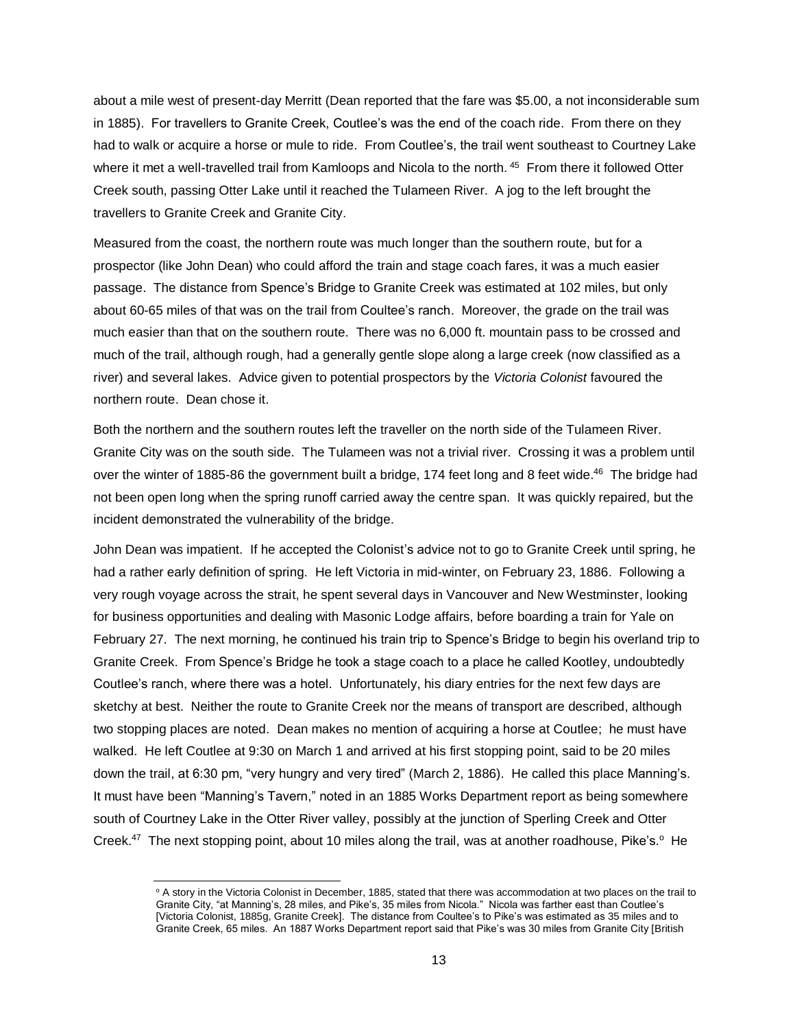about a mile west of present-day Merritt (Dean reported that the fare was $5.00, a not inconsiderable sum in 1885). For travellers to Granite Creek, Coutlee's was the end of the coach ride. From there on they had to walk or acquire a horse or mule to ride. From Coutlee's, the trail went southeast to Courtney Lake where it met a well-travelled trail from Kamloops and Nicola to the north.[45] From there it followed Otter Creek south, passing Otter Lake until it reached the Tulameen River. A jog to the left brought the travellers to Granite Creek and Granite City.

Measured from the coast, the northern route was much longer than the southern route, but for a prospector (like John Dean) who could afford the train and stage coach fares, it was a much easier passage. The distance from Spence's Bridge to Granite Creek was estimated at 102 miles, but only about 60-65 miles of that was on the trail from Coultee's ranch. Moreover, the grade on the trail was much easier than that on the southern route. There was no 6,000 ft. mountain pass to be crossed and much of the trail, although rough, had a generally gentle slope along a large creek (now classified as a river) and several lakes. Advice given to potential prospectors by the *Victoria Colonist* favoured the northern route. Dean chose it.

Both the northern and the southern routes left the traveller on the north side of the Tulameen River. Granite City was on the south side. The Tulameen was not a trivial river. Crossing it was a problem until over the winter of 1885-86 the government built a bridge, 174 feet long and 8 feet wide.[46] The bridge had not been open long when the spring runoff carried away the centre span. It was quickly repaired, but the incident demonstrated the vulnerability of the bridge.

John Dean was impatient. If he accepted the Colonist's advice not to go to Granite Creek until spring, he had a rather early definition of spring. He left Victoria in mid-winter, on February 23, 1886. Following a very rough voyage across the strait, he spent several days in Vancouver and New Westminster, looking for business opportunities and dealing with Masonic Lodge affairs, before boarding a train for Yale on February 27. The next morning, he continued his train trip to Spence's Bridge to begin his overland trip to Granite Creek. From Spence's Bridge he took a stage coach to a place he called Kootley, undoubtedly Coutlee's ranch, where there was a hotel. Unfortunately, his diary entries for the next few days are sketchy at best. Neither the route to Granite Creek nor the means of transport are described, although two stopping places are noted. Dean makes no mention of acquiring a horse at Coutlee; he must have walked. He left Coutlee at 9:30 on March 1 and arrived at his first stopping point, said to be 20 miles down the trail, at 6:30 pm, "very hungry and very tired" (March 2, 1886). He called this place Manning's. It must have been "Manning's Tavern," noted in an 1885 Works Department report as being somewhere south of Courtney Lake in the Otter River valley, possibly at the junction of Sperling Creek and Otter Creek.[47] The next stopping point, about 10 miles along the trail, was at another roadhouse, Pike's.[o] He

---

[o] A story in the Victoria Colonist in December, 1885, stated that there was accommodation at two places on the trail to Granite City, "at Manning's, 28 miles, and Pike's, 35 miles from Nicola." Nicola was farther east than Coutlee's [Victoria Colonist, 1885g, Granite Creek]. The distance from Coultee's to Pike's was estimated as 35 miles and to Granite Creek, 65 miles. An 1887 Works Department report said that Pike's was 30 miles from Granite City [British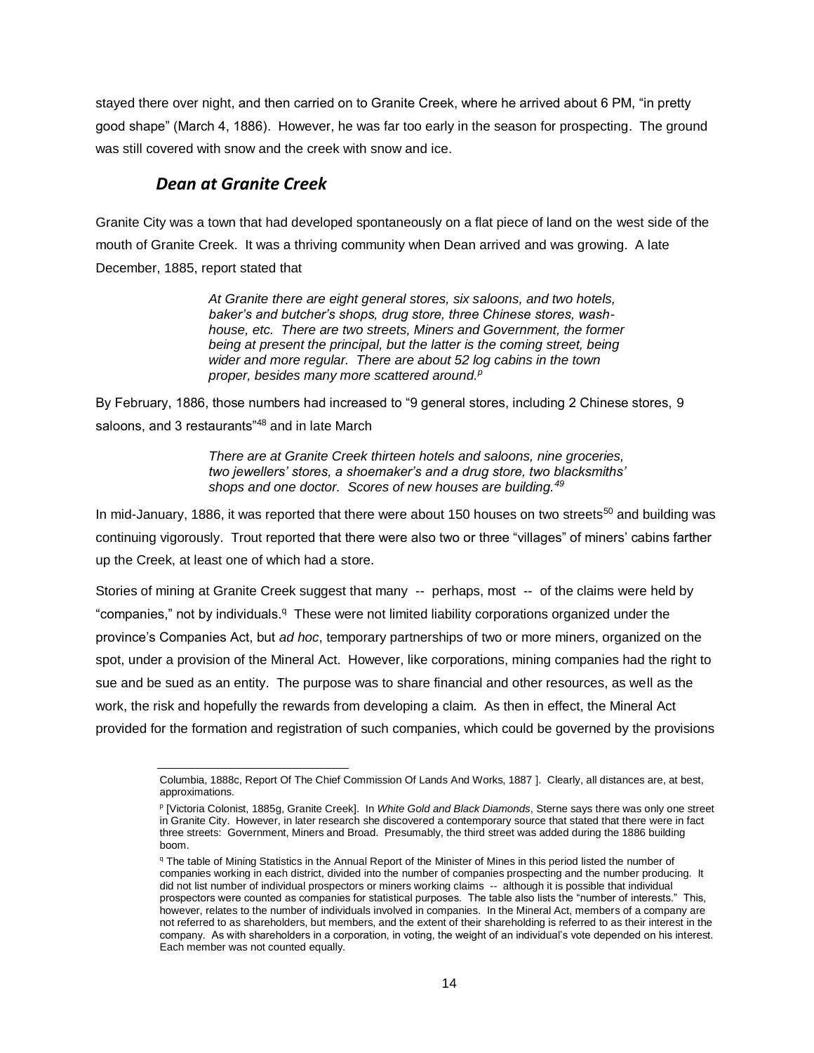stayed there over night, and then carried on to Granite Creek, where he arrived about 6 PM, "in pretty good shape" (March 4, 1886). However, he was far too early in the season for prospecting. The ground was still covered with snow and the creek with snow and ice.

### *Dean at Granite Creek*

Granite City was a town that had developed spontaneously on a flat piece of land on the west side of the mouth of Granite Creek. It was a thriving community when Dean arrived and was growing. A late December, 1885, report stated that

> *At Granite there are eight general stores, six saloons, and two hotels, baker's and butcher's shops, drug store, three Chinese stores, wash-house, etc. There are two streets, Miners and Government, the former being at present the principal, but the latter is the coming street, being wider and more regular. There are about 52 log cabins in the town proper, besides many more scattered around.*[p]

By February, 1886, those numbers had increased to "9 general stores, including 2 Chinese stores, 9 saloons, and 3 restaurants"[48] and in late March

> *There are at Granite Creek thirteen hotels and saloons, nine groceries, two jewellers' stores, a shoemaker's and a drug store, two blacksmiths' shops and one doctor. Scores of new houses are building.*[49]

In mid-January, 1886, it was reported that there were about 150 houses on two streets[50] and building was continuing vigorously. Trout reported that there were also two or three "villages" of miners' cabins farther up the Creek, at least one of which had a store.

Stories of mining at Granite Creek suggest that many -- perhaps, most -- of the claims were held by "companies," not by individuals.[q] These were not limited liability corporations organized under the province's Companies Act, but *ad hoc*, temporary partnerships of two or more miners, organized on the spot, under a provision of the Mineral Act. However, like corporations, mining companies had the right to sue and be sued as an entity. The purpose was to share financial and other resources, as well as the work, the risk and hopefully the rewards from developing a claim. As then in effect, the Mineral Act provided for the formation and registration of such companies, which could be governed by the provisions

---

Columbia, 1888c, Report Of The Chief Commission Of Lands And Works, 1887 ]. Clearly, all distances are, at best, approximations.

[p] [Victoria Colonist, 1885g, Granite Creek]. In *White Gold and Black Diamonds*, Sterne says there was only one street in Granite City. However, in later research she discovered a contemporary source that stated that there were in fact three streets: Government, Miners and Broad. Presumably, the third street was added during the 1886 building boom.

[q] The table of Mining Statistics in the Annual Report of the Minister of Mines in this period listed the number of companies working in each district, divided into the number of companies prospecting and the number producing. It did not list number of individual prospectors or miners working claims -- although it is possible that individual prospectors were counted as companies for statistical purposes. The table also lists the "number of interests." This, however, relates to the number of individuals involved in companies. In the Mineral Act, members of a company are not referred to as shareholders, but members, and the extent of their shareholding is referred to as their interest in the company. As with shareholders in a corporation, in voting, the weight of an individual's vote depended on his interest. Each member was not counted equally.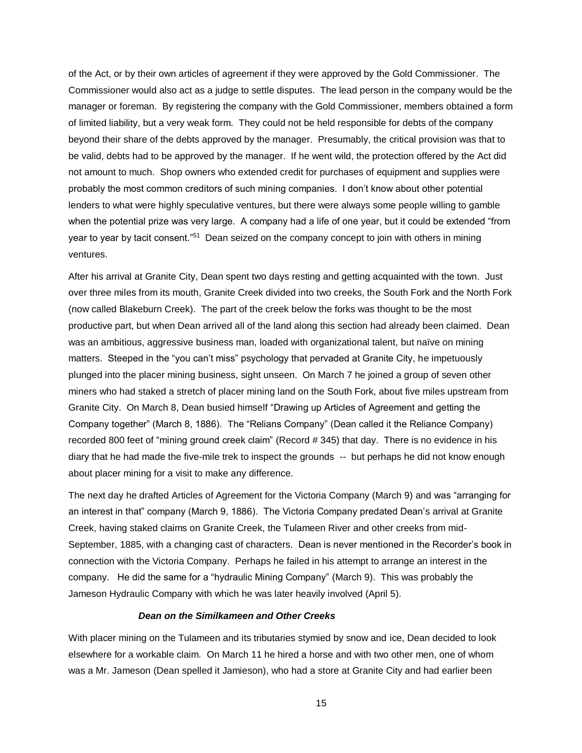of the Act, or by their own articles of agreement if they were approved by the Gold Commissioner. The Commissioner would also act as a judge to settle disputes. The lead person in the company would be the manager or foreman. By registering the company with the Gold Commissioner, members obtained a form of limited liability, but a very weak form. They could not be held responsible for debts of the company beyond their share of the debts approved by the manager. Presumably, the critical provision was that to be valid, debts had to be approved by the manager. If he went wild, the protection offered by the Act did not amount to much. Shop owners who extended credit for purchases of equipment and supplies were probably the most common creditors of such mining companies. I don't know about other potential lenders to what were highly speculative ventures, but there were always some people willing to gamble when the potential prize was very large. A company had a life of one year, but it could be extended "from year to year by tacit consent."[51] Dean seized on the company concept to join with others in mining ventures.

After his arrival at Granite City, Dean spent two days resting and getting acquainted with the town. Just over three miles from its mouth, Granite Creek divided into two creeks, the South Fork and the North Fork (now called Blakeburn Creek). The part of the creek below the forks was thought to be the most productive part, but when Dean arrived all of the land along this section had already been claimed. Dean was an ambitious, aggressive business man, loaded with organizational talent, but naïve on mining matters. Steeped in the "you can't miss" psychology that pervaded at Granite City, he impetuously plunged into the placer mining business, sight unseen. On March 7 he joined a group of seven other miners who had staked a stretch of placer mining land on the South Fork, about five miles upstream from Granite City. On March 8, Dean busied himself "Drawing up Articles of Agreement and getting the Company together" (March 8, 1886). The "Relians Company" (Dean called it the Reliance Company) recorded 800 feet of "mining ground creek claim" (Record # 345) that day. There is no evidence in his diary that he had made the five-mile trek to inspect the grounds -- but perhaps he did not know enough about placer mining for a visit to make any difference.

The next day he drafted Articles of Agreement for the Victoria Company (March 9) and was "arranging for an interest in that" company (March 9, 1886). The Victoria Company predated Dean's arrival at Granite Creek, having staked claims on Granite Creek, the Tulameen River and other creeks from mid-September, 1885, with a changing cast of characters. Dean is never mentioned in the Recorder's book in connection with the Victoria Company. Perhaps he failed in his attempt to arrange an interest in the company. He did the same for a "hydraulic Mining Company" (March 9). This was probably the Jameson Hydraulic Company with which he was later heavily involved (April 5).

### *Dean on the Similkameen and Other Creeks*

With placer mining on the Tulameen and its tributaries stymied by snow and ice, Dean decided to look elsewhere for a workable claim. On March 11 he hired a horse and with two other men, one of whom was a Mr. Jameson (Dean spelled it Jamieson), who had a store at Granite City and had earlier been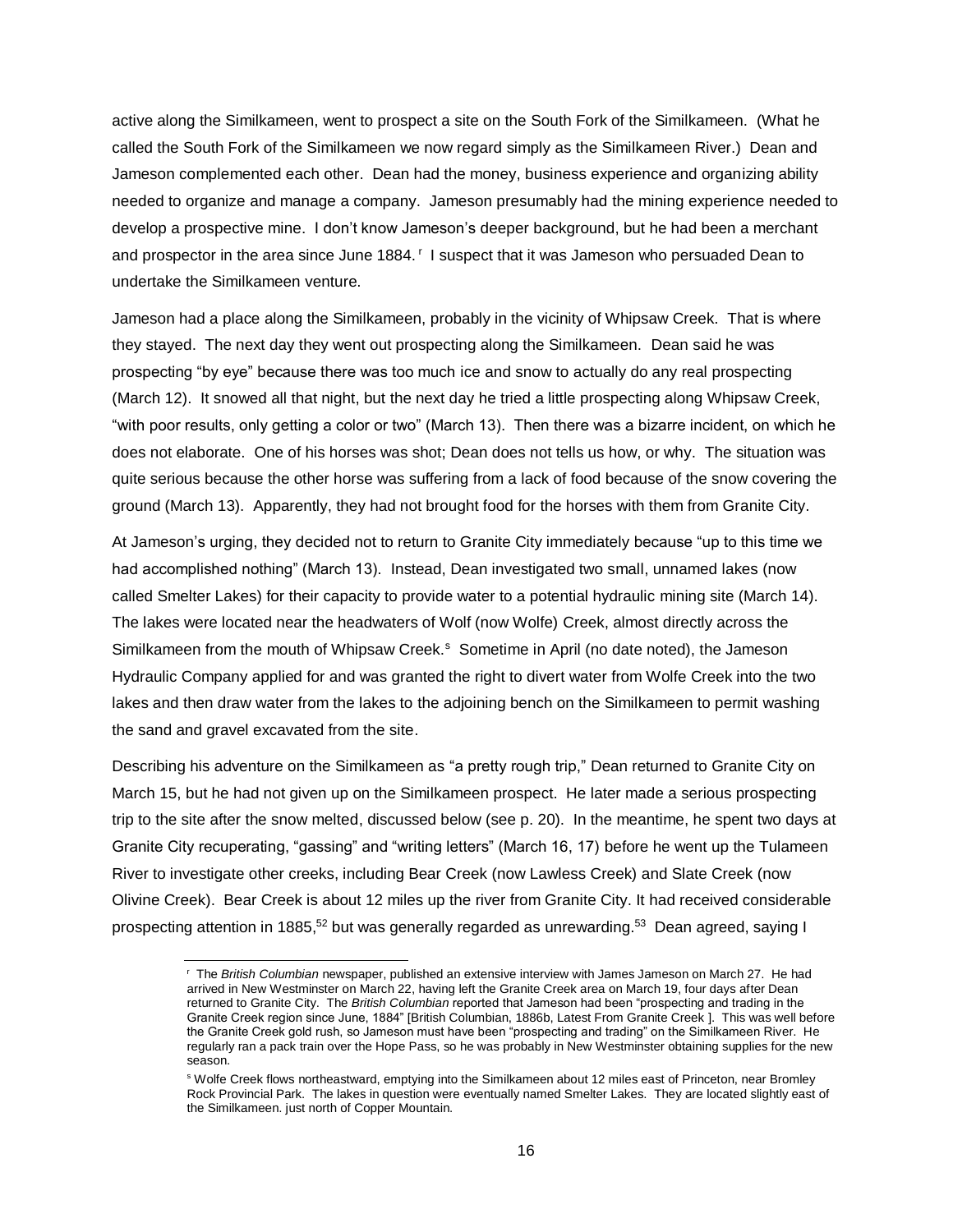active along the Similkameen, went to prospect a site on the South Fork of the Similkameen. (What he called the South Fork of the Similkameen we now regard simply as the Similkameen River.) Dean and Jameson complemented each other. Dean had the money, business experience and organizing ability needed to organize and manage a company. Jameson presumably had the mining experience needed to develop a prospective mine. I don't know Jameson's deeper background, but he had been a merchant and prospector in the area since June 1884.[r] I suspect that it was Jameson who persuaded Dean to undertake the Similkameen venture.

Jameson had a place along the Similkameen, probably in the vicinity of Whipsaw Creek. That is where they stayed. The next day they went out prospecting along the Similkameen. Dean said he was prospecting "by eye" because there was too much ice and snow to actually do any real prospecting (March 12). It snowed all that night, but the next day he tried a little prospecting along Whipsaw Creek, "with poor results, only getting a color or two" (March 13). Then there was a bizarre incident, on which he does not elaborate. One of his horses was shot; Dean does not tells us how, or why. The situation was quite serious because the other horse was suffering from a lack of food because of the snow covering the ground (March 13). Apparently, they had not brought food for the horses with them from Granite City.

At Jameson's urging, they decided not to return to Granite City immediately because "up to this time we had accomplished nothing" (March 13). Instead, Dean investigated two small, unnamed lakes (now called Smelter Lakes) for their capacity to provide water to a potential hydraulic mining site (March 14). The lakes were located near the headwaters of Wolf (now Wolfe) Creek, almost directly across the Similkameen from the mouth of Whipsaw Creek.[s] Sometime in April (no date noted), the Jameson Hydraulic Company applied for and was granted the right to divert water from Wolfe Creek into the two lakes and then draw water from the lakes to the adjoining bench on the Similkameen to permit washing the sand and gravel excavated from the site.

Describing his adventure on the Similkameen as "a pretty rough trip," Dean returned to Granite City on March 15, but he had not given up on the Similkameen prospect. He later made a serious prospecting trip to the site after the snow melted, discussed below (see p. 20). In the meantime, he spent two days at Granite City recuperating, "gassing" and "writing letters" (March 16, 17) before he went up the Tulameen River to investigate other creeks, including Bear Creek (now Lawless Creek) and Slate Creek (now Olivine Creek). Bear Creek is about 12 miles up the river from Granite City. It had received considerable prospecting attention in 1885,[52] but was generally regarded as unrewarding.[53] Dean agreed, saying I

---

[r] The *British Columbian* newspaper, published an extensive interview with James Jameson on March 27. He had arrived in New Westminster on March 22, having left the Granite Creek area on March 19, four days after Dean returned to Granite City. The *British Columbian* reported that Jameson had been "prospecting and trading in the Granite Creek region since June, 1884" [British Columbian, 1886b, Latest From Granite Creek ]. This was well before the Granite Creek gold rush, so Jameson must have been "prospecting and trading" on the Similkameen River. He regularly ran a pack train over the Hope Pass, so he was probably in New Westminster obtaining supplies for the new season.

[s] Wolfe Creek flows northeastward, emptying into the Similkameen about 12 miles east of Princeton, near Bromley Rock Provincial Park. The lakes in question were eventually named Smelter Lakes. They are located slightly east of the Similkameen. just north of Copper Mountain.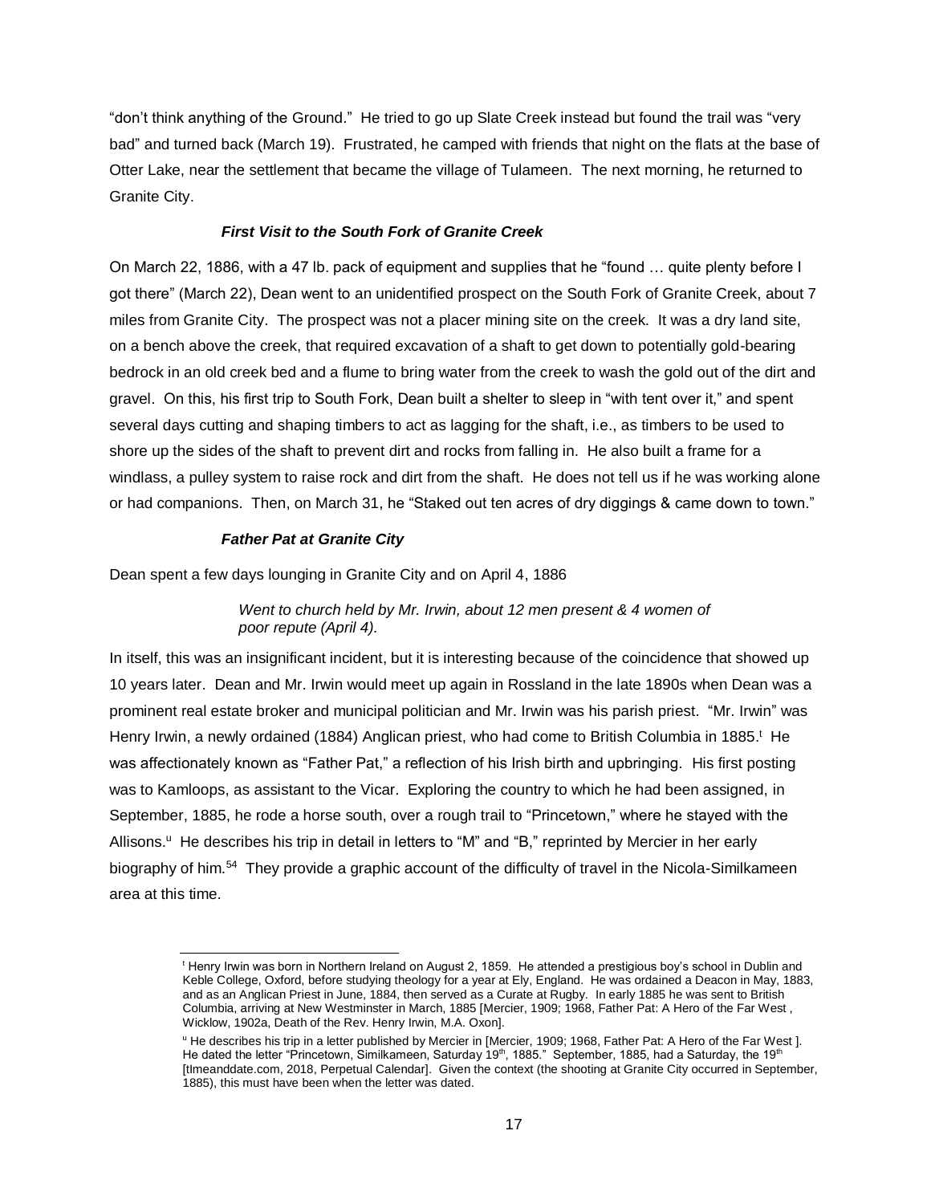"don't think anything of the Ground." He tried to go up Slate Creek instead but found the trail was "very bad" and turned back (March 19). Frustrated, he camped with friends that night on the flats at the base of Otter Lake, near the settlement that became the village of Tulameen. The next morning, he returned to Granite City.

### *First Visit to the South Fork of Granite Creek*

On March 22, 1886, with a 47 lb. pack of equipment and supplies that he "found … quite plenty before I got there" (March 22), Dean went to an unidentified prospect on the South Fork of Granite Creek, about 7 miles from Granite City. The prospect was not a placer mining site on the creek. It was a dry land site, on a bench above the creek, that required excavation of a shaft to get down to potentially gold-bearing bedrock in an old creek bed and a flume to bring water from the creek to wash the gold out of the dirt and gravel. On this, his first trip to South Fork, Dean built a shelter to sleep in "with tent over it," and spent several days cutting and shaping timbers to act as lagging for the shaft, i.e., as timbers to be used to shore up the sides of the shaft to prevent dirt and rocks from falling in. He also built a frame for a windlass, a pulley system to raise rock and dirt from the shaft. He does not tell us if he was working alone or had companions. Then, on March 31, he "Staked out ten acres of dry diggings & came down to town."

### *Father Pat at Granite City*

Dean spent a few days lounging in Granite City and on April 4, 1886

> *Went to church held by Mr. Irwin, about 12 men present & 4 women of poor repute (April 4).*

In itself, this was an insignificant incident, but it is interesting because of the coincidence that showed up 10 years later. Dean and Mr. Irwin would meet up again in Rossland in the late 1890s when Dean was a prominent real estate broker and municipal politician and Mr. Irwin was his parish priest. "Mr. Irwin" was Henry Irwin, a newly ordained (1884) Anglican priest, who had come to British Columbia in 1885.[t] He was affectionately known as "Father Pat," a reflection of his Irish birth and upbringing. His first posting was to Kamloops, as assistant to the Vicar. Exploring the country to which he had been assigned, in September, 1885, he rode a horse south, over a rough trail to "Princetown," where he stayed with the Allisons.[u] He describes his trip in detail in letters to "M" and "B," reprinted by Mercier in her early biography of him.[54] They provide a graphic account of the difficulty of travel in the Nicola-Similkameen area at this time.

---

[t] Henry Irwin was born in Northern Ireland on August 2, 1859. He attended a prestigious boy's school in Dublin and Keble College, Oxford, before studying theology for a year at Ely, England. He was ordained a Deacon in May, 1883, and as an Anglican Priest in June, 1884, then served as a Curate at Rugby. In early 1885 he was sent to British Columbia, arriving at New Westminster in March, 1885 [Mercier, 1909; 1968, Father Pat: A Hero of the Far West , Wicklow, 1902a, Death of the Rev. Henry Irwin, M.A. Oxon].

[u] He describes his trip in a letter published by Mercier in [Mercier, 1909; 1968, Father Pat: A Hero of the Far West ]. He dated the letter "Princetown, Similkameen, Saturday 19th, 1885." September, 1885, had a Saturday, the 19th [tImeanddate.com, 2018, Perpetual Calendar]. Given the context (the shooting at Granite City occurred in September, 1885), this must have been when the letter was dated.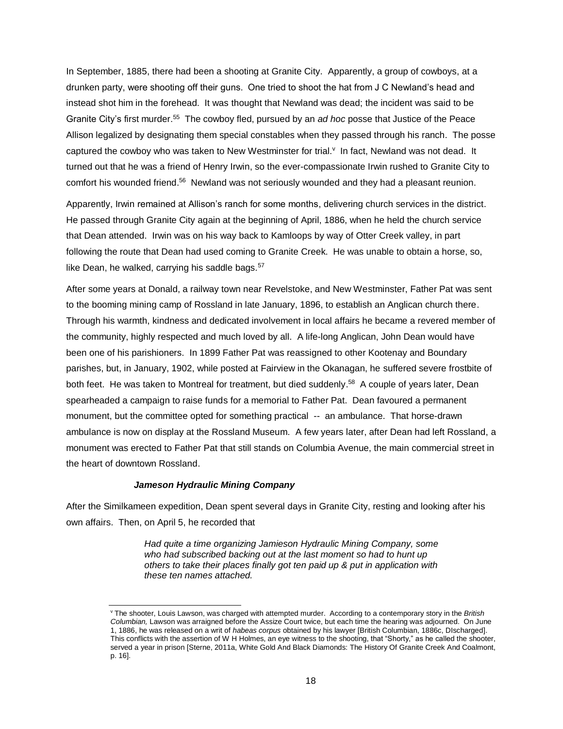In September, 1885, there had been a shooting at Granite City. Apparently, a group of cowboys, at a drunken party, were shooting off their guns. One tried to shoot the hat from J C Newland's head and instead shot him in the forehead. It was thought that Newland was dead; the incident was said to be Granite City's first murder.[55] The cowboy fled, pursued by an *ad hoc* posse that Justice of the Peace Allison legalized by designating them special constables when they passed through his ranch. The posse captured the cowboy who was taken to New Westminster for trial.[v] In fact, Newland was not dead. It turned out that he was a friend of Henry Irwin, so the ever-compassionate Irwin rushed to Granite City to comfort his wounded friend.[56] Newland was not seriously wounded and they had a pleasant reunion.

Apparently, Irwin remained at Allison's ranch for some months, delivering church services in the district. He passed through Granite City again at the beginning of April, 1886, when he held the church service that Dean attended. Irwin was on his way back to Kamloops by way of Otter Creek valley, in part following the route that Dean had used coming to Granite Creek. He was unable to obtain a horse, so, like Dean, he walked, carrying his saddle bags.[57]

After some years at Donald, a railway town near Revelstoke, and New Westminster, Father Pat was sent to the booming mining camp of Rossland in late January, 1896, to establish an Anglican church there. Through his warmth, kindness and dedicated involvement in local affairs he became a revered member of the community, highly respected and much loved by all. A life-long Anglican, John Dean would have been one of his parishioners. In 1899 Father Pat was reassigned to other Kootenay and Boundary parishes, but, in January, 1902, while posted at Fairview in the Okanagan, he suffered severe frostbite of both feet. He was taken to Montreal for treatment, but died suddenly.[58] A couple of years later, Dean spearheaded a campaign to raise funds for a memorial to Father Pat. Dean favoured a permanent monument, but the committee opted for something practical -- an ambulance. That horse-drawn ambulance is now on display at the Rossland Museum. A few years later, after Dean had left Rossland, a monument was erected to Father Pat that still stands on Columbia Avenue, the main commercial street in the heart of downtown Rossland.

### *Jameson Hydraulic Mining Company*

After the Similkameen expedition, Dean spent several days in Granite City, resting and looking after his own affairs. Then, on April 5, he recorded that

> *Had quite a time organizing Jamieson Hydraulic Mining Company, some who had subscribed backing out at the last moment so had to hunt up others to take their places finally got ten paid up & put in application with these ten names attached.*

---

[v] The shooter, Louis Lawson, was charged with attempted murder. According to a contemporary story in the *British Columbian,* Lawson was arraigned before the Assize Court twice, but each time the hearing was adjourned. On June 1, 1886, he was released on a writ of *habeas corpus* obtained by his lawyer [British Columbian, 1886c, DIscharged]. This conflicts with the assertion of W H Holmes, an eye witness to the shooting, that "Shorty," as he called the shooter, served a year in prison [Sterne, 2011a, White Gold And Black Diamonds: The History Of Granite Creek And Coalmont, p. 16].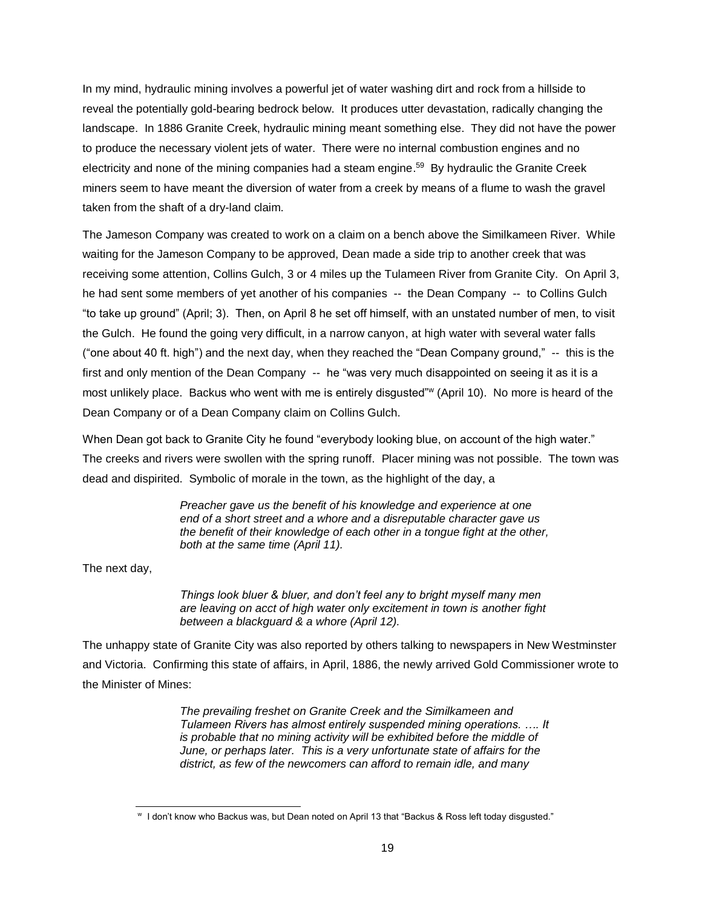In my mind, hydraulic mining involves a powerful jet of water washing dirt and rock from a hillside to reveal the potentially gold-bearing bedrock below. It produces utter devastation, radically changing the landscape. In 1886 Granite Creek, hydraulic mining meant something else. They did not have the power to produce the necessary violent jets of water. There were no internal combustion engines and no electricity and none of the mining companies had a steam engine.[59] By hydraulic the Granite Creek miners seem to have meant the diversion of water from a creek by means of a flume to wash the gravel taken from the shaft of a dry-land claim.

The Jameson Company was created to work on a claim on a bench above the Similkameen River. While waiting for the Jameson Company to be approved, Dean made a side trip to another creek that was receiving some attention, Collins Gulch, 3 or 4 miles up the Tulameen River from Granite City. On April 3, he had sent some members of yet another of his companies -- the Dean Company -- to Collins Gulch "to take up ground" (April; 3). Then, on April 8 he set off himself, with an unstated number of men, to visit the Gulch. He found the going very difficult, in a narrow canyon, at high water with several water falls ("one about 40 ft. high") and the next day, when they reached the "Dean Company ground," -- this is the first and only mention of the Dean Company -- he "was very much disappointed on seeing it as it is a most unlikely place. Backus who went with me is entirely disgusted"[w] (April 10). No more is heard of the Dean Company or of a Dean Company claim on Collins Gulch.

When Dean got back to Granite City he found "everybody looking blue, on account of the high water." The creeks and rivers were swollen with the spring runoff. Placer mining was not possible. The town was dead and dispirited. Symbolic of morale in the town, as the highlight of the day, a

> *Preacher gave us the benefit of his knowledge and experience at one end of a short street and a whore and a disreputable character gave us the benefit of their knowledge of each other in a tongue fight at the other, both at the same time (April 11).*

The next day,

> *Things look bluer & bluer, and don't feel any to bright myself many men are leaving on acct of high water only excitement in town is another fight between a blackguard & a whore (April 12).*

The unhappy state of Granite City was also reported by others talking to newspapers in New Westminster and Victoria. Confirming this state of affairs, in April, 1886, the newly arrived Gold Commissioner wrote to the Minister of Mines:

> *The prevailing freshet on Granite Creek and the Similkameen and Tulameen Rivers has almost entirely suspended mining operations. …. It is probable that no mining activity will be exhibited before the middle of June, or perhaps later. This is a very unfortunate state of affairs for the district, as few of the newcomers can afford to remain idle, and many*

---

[w] I don't know who Backus was, but Dean noted on April 13 that "Backus & Ross left today disgusted."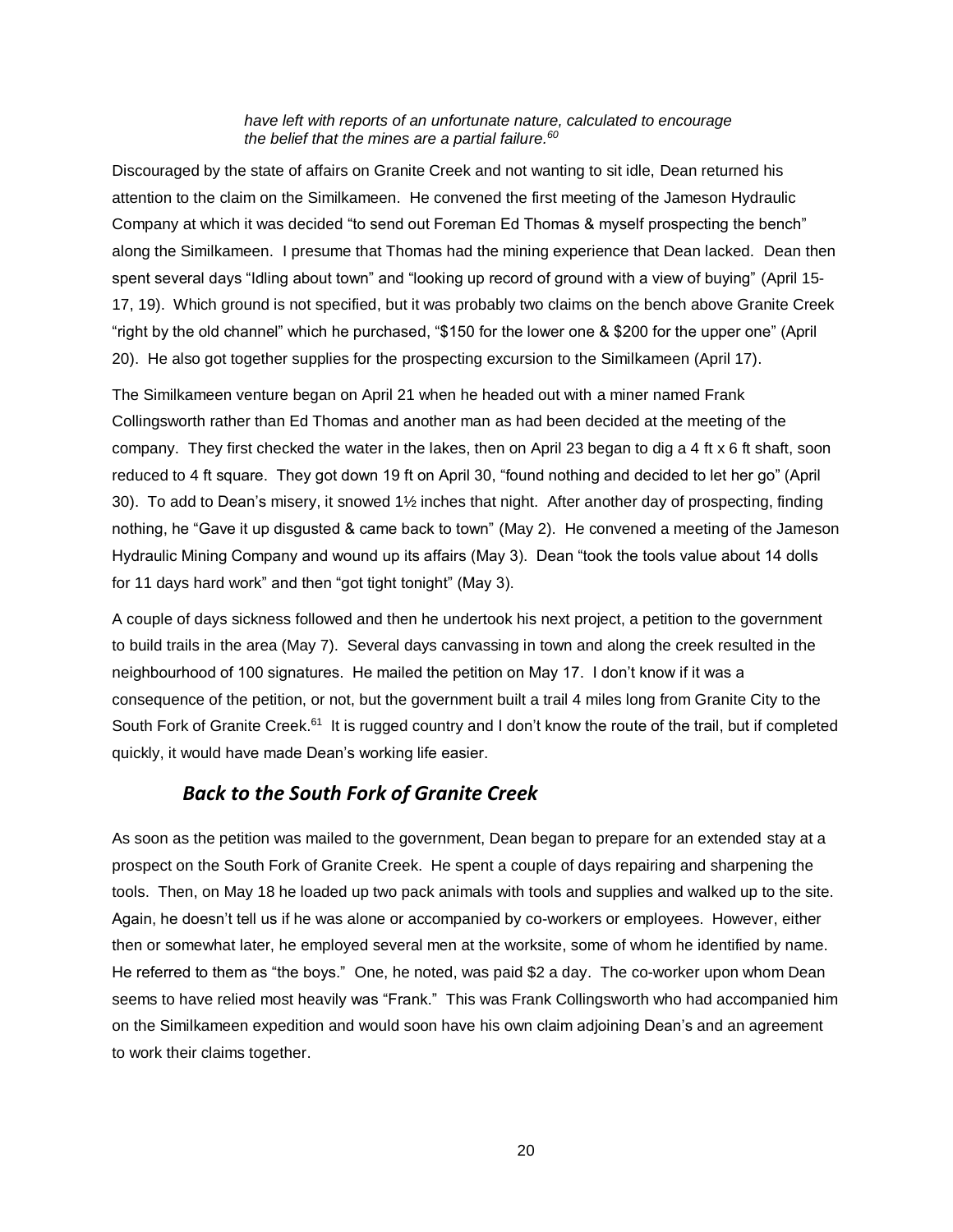> *have left with reports of an unfortunate nature, calculated to encourage the belief that the mines are a partial failure.*[60]

Discouraged by the state of affairs on Granite Creek and not wanting to sit idle, Dean returned his attention to the claim on the Similkameen. He convened the first meeting of the Jameson Hydraulic Company at which it was decided "to send out Foreman Ed Thomas & myself prospecting the bench" along the Similkameen. I presume that Thomas had the mining experience that Dean lacked. Dean then spent several days "Idling about town" and "looking up record of ground with a view of buying" (April 15-17, 19). Which ground is not specified, but it was probably two claims on the bench above Granite Creek "right by the old channel" which he purchased, "$150 for the lower one & $200 for the upper one" (April 20). He also got together supplies for the prospecting excursion to the Similkameen (April 17).

The Similkameen venture began on April 21 when he headed out with a miner named Frank Collingsworth rather than Ed Thomas and another man as had been decided at the meeting of the company. They first checked the water in the lakes, then on April 23 began to dig a 4 ft x 6 ft shaft, soon reduced to 4 ft square. They got down 19 ft on April 30, "found nothing and decided to let her go" (April 30). To add to Dean's misery, it snowed 1½ inches that night. After another day of prospecting, finding nothing, he "Gave it up disgusted & came back to town" (May 2). He convened a meeting of the Jameson Hydraulic Mining Company and wound up its affairs (May 3). Dean "took the tools value about 14 dolls for 11 days hard work" and then "got tight tonight" (May 3).

A couple of days sickness followed and then he undertook his next project, a petition to the government to build trails in the area (May 7). Several days canvassing in town and along the creek resulted in the neighbourhood of 100 signatures. He mailed the petition on May 17. I don't know if it was a consequence of the petition, or not, but the government built a trail 4 miles long from Granite City to the South Fork of Granite Creek.[61] It is rugged country and I don't know the route of the trail, but if completed quickly, it would have made Dean's working life easier.

## *Back to the South Fork of Granite Creek*

As soon as the petition was mailed to the government, Dean began to prepare for an extended stay at a prospect on the South Fork of Granite Creek. He spent a couple of days repairing and sharpening the tools. Then, on May 18 he loaded up two pack animals with tools and supplies and walked up to the site. Again, he doesn't tell us if he was alone or accompanied by co-workers or employees. However, either then or somewhat later, he employed several men at the worksite, some of whom he identified by name. He referred to them as "the boys." One, he noted, was paid $2 a day. The co-worker upon whom Dean seems to have relied most heavily was "Frank." This was Frank Collingsworth who had accompanied him on the Similkameen expedition and would soon have his own claim adjoining Dean's and an agreement to work their claims together.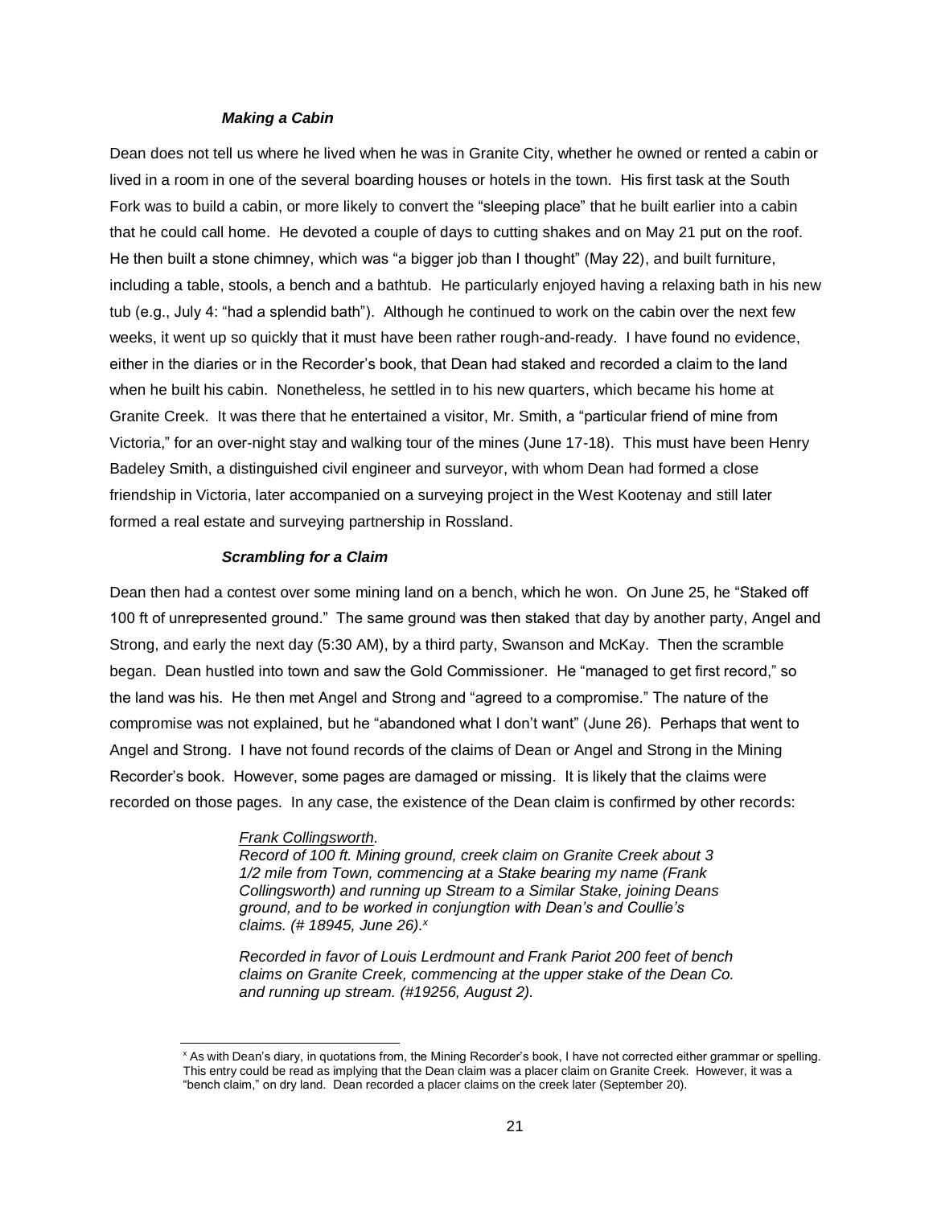### *Making a Cabin*

Dean does not tell us where he lived when he was in Granite City, whether he owned or rented a cabin or lived in a room in one of the several boarding houses or hotels in the town. His first task at the South Fork was to build a cabin, or more likely to convert the "sleeping place" that he built earlier into a cabin that he could call home. He devoted a couple of days to cutting shakes and on May 21 put on the roof. He then built a stone chimney, which was "a bigger job than I thought" (May 22), and built furniture, including a table, stools, a bench and a bathtub. He particularly enjoyed having a relaxing bath in his new tub (e.g., July 4: "had a splendid bath"). Although he continued to work on the cabin over the next few weeks, it went up so quickly that it must have been rather rough-and-ready. I have found no evidence, either in the diaries or in the Recorder's book, that Dean had staked and recorded a claim to the land when he built his cabin. Nonetheless, he settled in to his new quarters, which became his home at Granite Creek. It was there that he entertained a visitor, Mr. Smith, a "particular friend of mine from Victoria," for an over-night stay and walking tour of the mines (June 17-18). This must have been Henry Badeley Smith, a distinguished civil engineer and surveyor, with whom Dean had formed a close friendship in Victoria, later accompanied on a surveying project in the West Kootenay and still later formed a real estate and surveying partnership in Rossland.

### *Scrambling for a Claim*

Dean then had a contest over some mining land on a bench, which he won. On June 25, he "Staked off 100 ft of unrepresented ground." The same ground was then staked that day by another party, Angel and Strong, and early the next day (5:30 AM), by a third party, Swanson and McKay. Then the scramble began. Dean hustled into town and saw the Gold Commissioner. He "managed to get first record," so the land was his. He then met Angel and Strong and "agreed to a compromise." The nature of the compromise was not explained, but he "abandoned what I don't want" (June 26). Perhaps that went to Angel and Strong. I have not found records of the claims of Dean or Angel and Strong in the Mining Recorder's book. However, some pages are damaged or missing. It is likely that the claims were recorded on those pages. In any case, the existence of the Dean claim is confirmed by other records:

> *Frank Collingsworth.*
> *Record of 100 ft. Mining ground, creek claim on Granite Creek about 3 1/2 mile from Town, commencing at a Stake bearing my name (Frank Collingsworth) and running up Stream to a Similar Stake, joining Deans ground, and to be worked in conjungtion with Dean's and Coullie's claims. (# 18945, June 26).*[x]
>
> *Recorded in favor of Louis Lerdmount and Frank Pariot 200 feet of bench claims on Granite Creek, commencing at the upper stake of the Dean Co. and running up stream. (#19256, August 2).*

---

[x] As with Dean's diary, in quotations from, the Mining Recorder's book, I have not corrected either grammar or spelling. This entry could be read as implying that the Dean claim was a placer claim on Granite Creek. However, it was a "bench claim," on dry land. Dean recorded a placer claims on the creek later (September 20).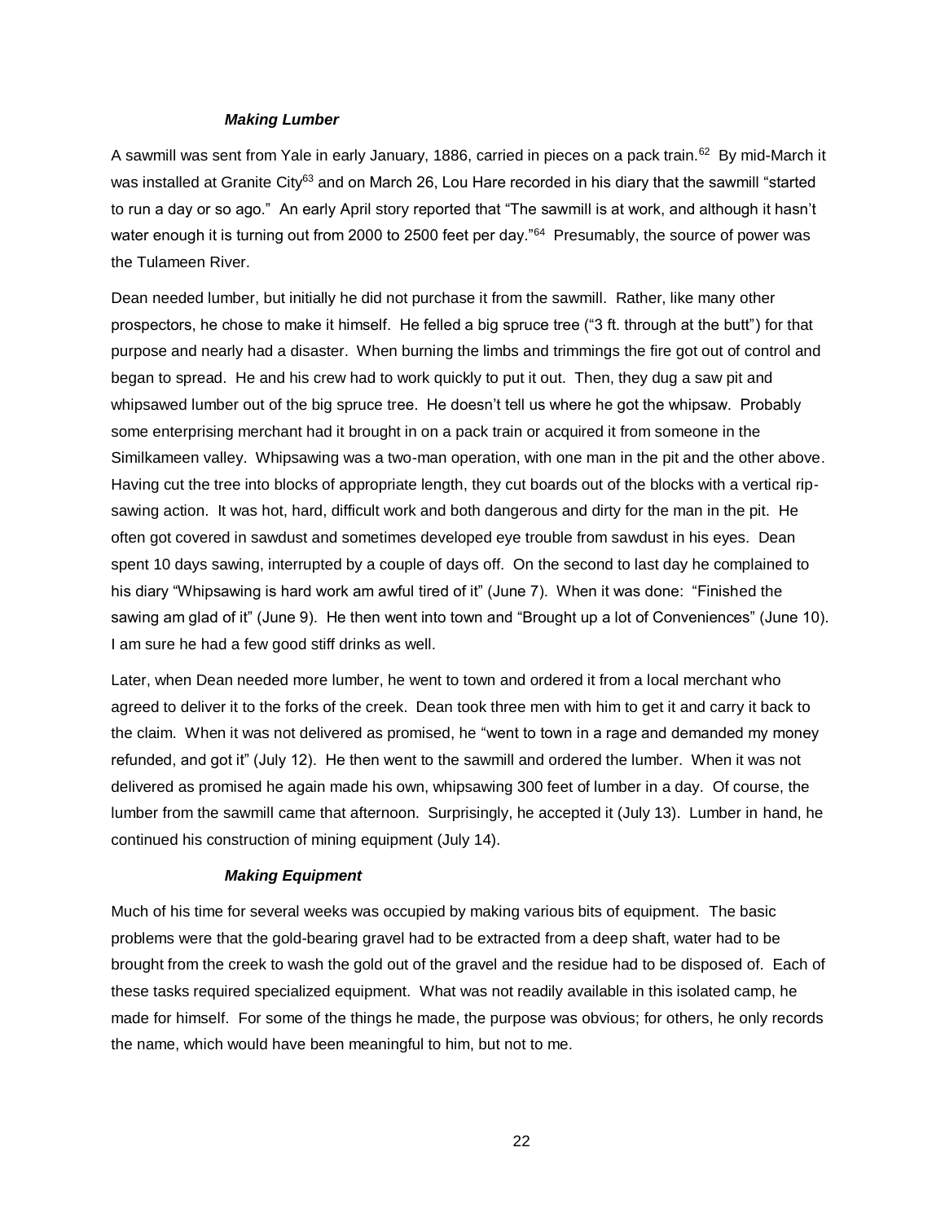### ***Making Lumber***

A sawmill was sent from Yale in early January, 1886, carried in pieces on a pack train.[62] By mid-March it was installed at Granite City[63] and on March 26, Lou Hare recorded in his diary that the sawmill "started to run a day or so ago." An early April story reported that "The sawmill is at work, and although it hasn't water enough it is turning out from 2000 to 2500 feet per day."[64] Presumably, the source of power was the Tulameen River.

Dean needed lumber, but initially he did not purchase it from the sawmill. Rather, like many other prospectors, he chose to make it himself. He felled a big spruce tree ("3 ft. through at the butt") for that purpose and nearly had a disaster. When burning the limbs and trimmings the fire got out of control and began to spread. He and his crew had to work quickly to put it out. Then, they dug a saw pit and whipsawed lumber out of the big spruce tree. He doesn't tell us where he got the whipsaw. Probably some enterprising merchant had it brought in on a pack train or acquired it from someone in the Similkameen valley. Whipsawing was a two-man operation, with one man in the pit and the other above. Having cut the tree into blocks of appropriate length, they cut boards out of the blocks with a vertical rip-sawing action. It was hot, hard, difficult work and both dangerous and dirty for the man in the pit. He often got covered in sawdust and sometimes developed eye trouble from sawdust in his eyes. Dean spent 10 days sawing, interrupted by a couple of days off. On the second to last day he complained to his diary "Whipsawing is hard work am awful tired of it" (June 7). When it was done: "Finished the sawing am glad of it" (June 9). He then went into town and "Brought up a lot of Conveniences" (June 10). I am sure he had a few good stiff drinks as well.

Later, when Dean needed more lumber, he went to town and ordered it from a local merchant who agreed to deliver it to the forks of the creek. Dean took three men with him to get it and carry it back to the claim. When it was not delivered as promised, he "went to town in a rage and demanded my money refunded, and got it" (July 12). He then went to the sawmill and ordered the lumber. When it was not delivered as promised he again made his own, whipsawing 300 feet of lumber in a day. Of course, the lumber from the sawmill came that afternoon. Surprisingly, he accepted it (July 13). Lumber in hand, he continued his construction of mining equipment (July 14).

### ***Making Equipment***

Much of his time for several weeks was occupied by making various bits of equipment. The basic problems were that the gold-bearing gravel had to be extracted from a deep shaft, water had to be brought from the creek to wash the gold out of the gravel and the residue had to be disposed of. Each of these tasks required specialized equipment. What was not readily available in this isolated camp, he made for himself. For some of the things he made, the purpose was obvious; for others, he only records the name, which would have been meaningful to him, but not to me.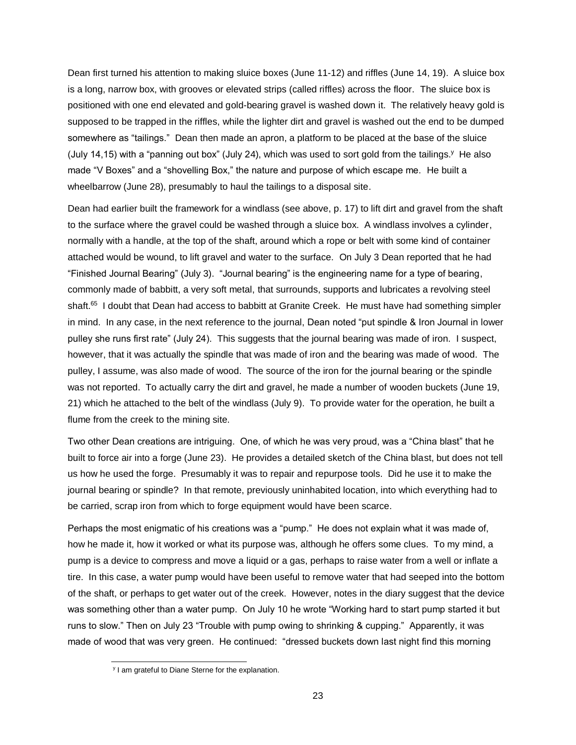Dean first turned his attention to making sluice boxes (June 11-12) and riffles (June 14, 19). A sluice box is a long, narrow box, with grooves or elevated strips (called riffles) across the floor. The sluice box is positioned with one end elevated and gold-bearing gravel is washed down it. The relatively heavy gold is supposed to be trapped in the riffles, while the lighter dirt and gravel is washed out the end to be dumped somewhere as "tailings." Dean then made an apron, a platform to be placed at the base of the sluice (July 14,15) with a "panning out box" (July 24), which was used to sort gold from the tailings.[y] He also made "V Boxes" and a "shovelling Box," the nature and purpose of which escape me. He built a wheelbarrow (June 28), presumably to haul the tailings to a disposal site.

Dean had earlier built the framework for a windlass (see above, p. 17) to lift dirt and gravel from the shaft to the surface where the gravel could be washed through a sluice box. A windlass involves a cylinder, normally with a handle, at the top of the shaft, around which a rope or belt with some kind of container attached would be wound, to lift gravel and water to the surface. On July 3 Dean reported that he had "Finished Journal Bearing" (July 3). "Journal bearing" is the engineering name for a type of bearing, commonly made of babbitt, a very soft metal, that surrounds, supports and lubricates a revolving steel shaft.[65] I doubt that Dean had access to babbitt at Granite Creek. He must have had something simpler in mind. In any case, in the next reference to the journal, Dean noted "put spindle & Iron Journal in lower pulley she runs first rate" (July 24). This suggests that the journal bearing was made of iron. I suspect, however, that it was actually the spindle that was made of iron and the bearing was made of wood. The pulley, I assume, was also made of wood. The source of the iron for the journal bearing or the spindle was not reported. To actually carry the dirt and gravel, he made a number of wooden buckets (June 19, 21) which he attached to the belt of the windlass (July 9). To provide water for the operation, he built a flume from the creek to the mining site.

Two other Dean creations are intriguing. One, of which he was very proud, was a "China blast" that he built to force air into a forge (June 23). He provides a detailed sketch of the China blast, but does not tell us how he used the forge. Presumably it was to repair and repurpose tools. Did he use it to make the journal bearing or spindle? In that remote, previously uninhabited location, into which everything had to be carried, scrap iron from which to forge equipment would have been scarce.

Perhaps the most enigmatic of his creations was a "pump." He does not explain what it was made of, how he made it, how it worked or what its purpose was, although he offers some clues. To my mind, a pump is a device to compress and move a liquid or a gas, perhaps to raise water from a well or inflate a tire. In this case, a water pump would have been useful to remove water that had seeped into the bottom of the shaft, or perhaps to get water out of the creek. However, notes in the diary suggest that the device was something other than a water pump. On July 10 he wrote "Working hard to start pump started it but runs to slow." Then on July 23 "Trouble with pump owing to shrinking & cupping." Apparently, it was made of wood that was very green. He continued: "dressed buckets down last night find this morning

---

[y] I am grateful to Diane Sterne for the explanation.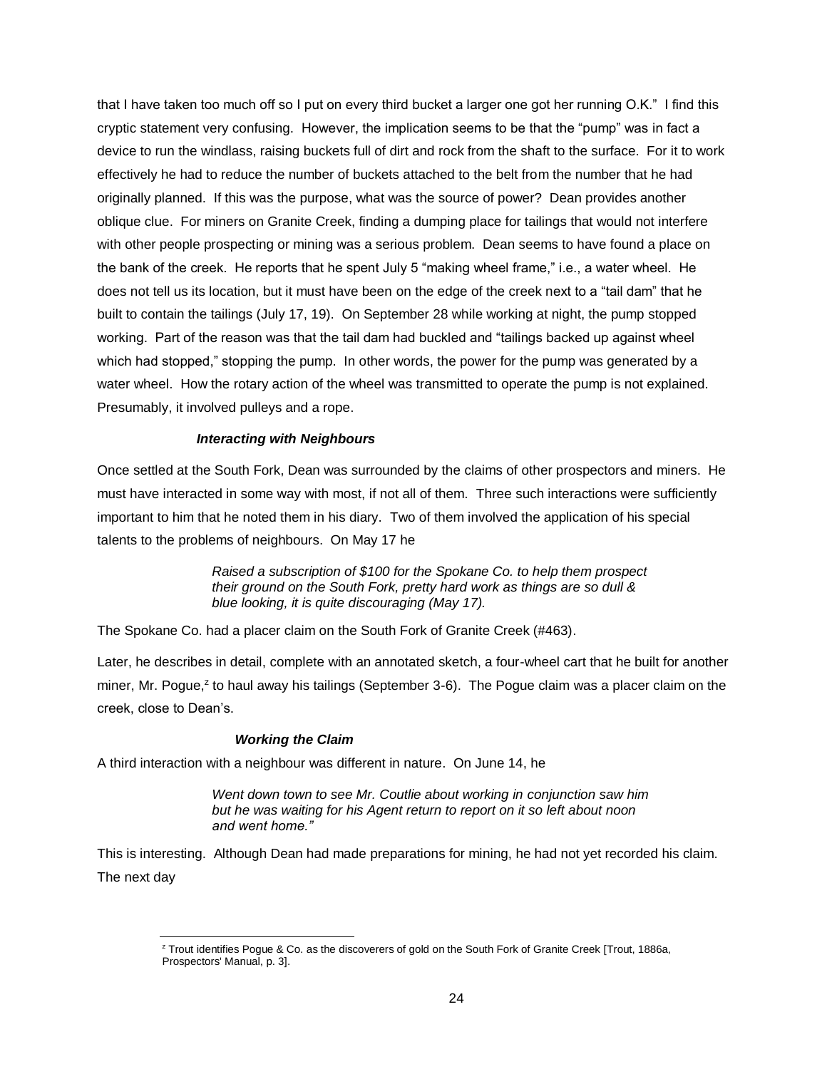that I have taken too much off so I put on every third bucket a larger one got her running O.K." I find this cryptic statement very confusing. However, the implication seems to be that the "pump" was in fact a device to run the windlass, raising buckets full of dirt and rock from the shaft to the surface. For it to work effectively he had to reduce the number of buckets attached to the belt from the number that he had originally planned. If this was the purpose, what was the source of power? Dean provides another oblique clue. For miners on Granite Creek, finding a dumping place for tailings that would not interfere with other people prospecting or mining was a serious problem. Dean seems to have found a place on the bank of the creek. He reports that he spent July 5 "making wheel frame," i.e., a water wheel. He does not tell us its location, but it must have been on the edge of the creek next to a "tail dam" that he built to contain the tailings (July 17, 19). On September 28 while working at night, the pump stopped working. Part of the reason was that the tail dam had buckled and "tailings backed up against wheel which had stopped," stopping the pump. In other words, the power for the pump was generated by a water wheel. How the rotary action of the wheel was transmitted to operate the pump is not explained. Presumably, it involved pulleys and a rope.

#### *Interacting with Neighbours*

Once settled at the South Fork, Dean was surrounded by the claims of other prospectors and miners. He must have interacted in some way with most, if not all of them. Three such interactions were sufficiently important to him that he noted them in his diary. Two of them involved the application of his special talents to the problems of neighbours. On May 17 he

> *Raised a subscription of $100 for the Spokane Co. to help them prospect their ground on the South Fork, pretty hard work as things are so dull & blue looking, it is quite discouraging (May 17).*

The Spokane Co. had a placer claim on the South Fork of Granite Creek (#463).

Later, he describes in detail, complete with an annotated sketch, a four-wheel cart that he built for another miner, Mr. Pogue,[z] to haul away his tailings (September 3-6). The Pogue claim was a placer claim on the creek, close to Dean's.

#### *Working the Claim*

A third interaction with a neighbour was different in nature. On June 14, he

> *Went down town to see Mr. Coutlie about working in conjunction saw him but he was waiting for his Agent return to report on it so left about noon and went home."*

This is interesting. Although Dean had made preparations for mining, he had not yet recorded his claim. The next day

---

[z] Trout identifies Pogue & Co. as the discoverers of gold on the South Fork of Granite Creek [Trout, 1886a, Prospectors' Manual, p. 3].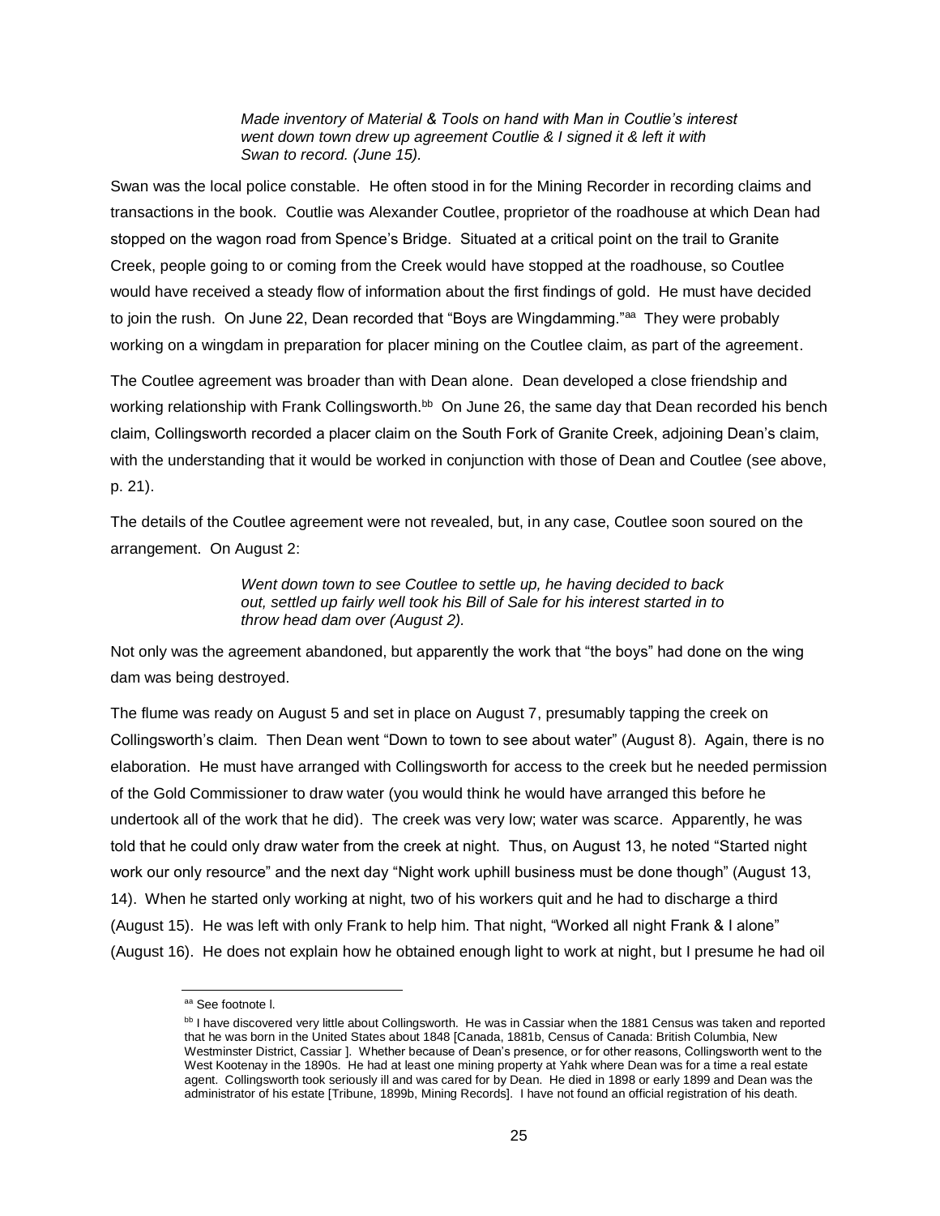> *Made inventory of Material & Tools on hand with Man in Coutlie's interest went down town drew up agreement Coutlie & I signed it & left it with Swan to record. (June 15).*

Swan was the local police constable. He often stood in for the Mining Recorder in recording claims and transactions in the book. Coutlie was Alexander Coutlee, proprietor of the roadhouse at which Dean had stopped on the wagon road from Spence's Bridge. Situated at a critical point on the trail to Granite Creek, people going to or coming from the Creek would have stopped at the roadhouse, so Coutlee would have received a steady flow of information about the first findings of gold. He must have decided to join the rush. On June 22, Dean recorded that "Boys are Wingdamming."[aa] They were probably working on a wingdam in preparation for placer mining on the Coutlee claim, as part of the agreement.

The Coutlee agreement was broader than with Dean alone. Dean developed a close friendship and working relationship with Frank Collingsworth.[bb] On June 26, the same day that Dean recorded his bench claim, Collingsworth recorded a placer claim on the South Fork of Granite Creek, adjoining Dean's claim, with the understanding that it would be worked in conjunction with those of Dean and Coutlee (see above, p. 21).

The details of the Coutlee agreement were not revealed, but, in any case, Coutlee soon soured on the arrangement. On August 2:

> *Went down town to see Coutlee to settle up, he having decided to back out, settled up fairly well took his Bill of Sale for his interest started in to throw head dam over (August 2).*

Not only was the agreement abandoned, but apparently the work that "the boys" had done on the wing dam was being destroyed.

The flume was ready on August 5 and set in place on August 7, presumably tapping the creek on Collingsworth's claim. Then Dean went "Down to town to see about water" (August 8). Again, there is no elaboration. He must have arranged with Collingsworth for access to the creek but he needed permission of the Gold Commissioner to draw water (you would think he would have arranged this before he undertook all of the work that he did). The creek was very low; water was scarce. Apparently, he was told that he could only draw water from the creek at night. Thus, on August 13, he noted "Started night work our only resource" and the next day "Night work uphill business must be done though" (August 13, 14). When he started only working at night, two of his workers quit and he had to discharge a third (August 15). He was left with only Frank to help him. That night, "Worked all night Frank & I alone" (August 16). He does not explain how he obtained enough light to work at night, but I presume he had oil

---

[aa] See footnote l.

[bb] I have discovered very little about Collingsworth. He was in Cassiar when the 1881 Census was taken and reported that he was born in the United States about 1848 [Canada, 1881b, Census of Canada: British Columbia, New Westminster District, Cassiar ]. Whether because of Dean's presence, or for other reasons, Collingsworth went to the West Kootenay in the 1890s. He had at least one mining property at Yahk where Dean was for a time a real estate agent. Collingsworth took seriously ill and was cared for by Dean. He died in 1898 or early 1899 and Dean was the administrator of his estate [Tribune, 1899b, Mining Records]. I have not found an official registration of his death.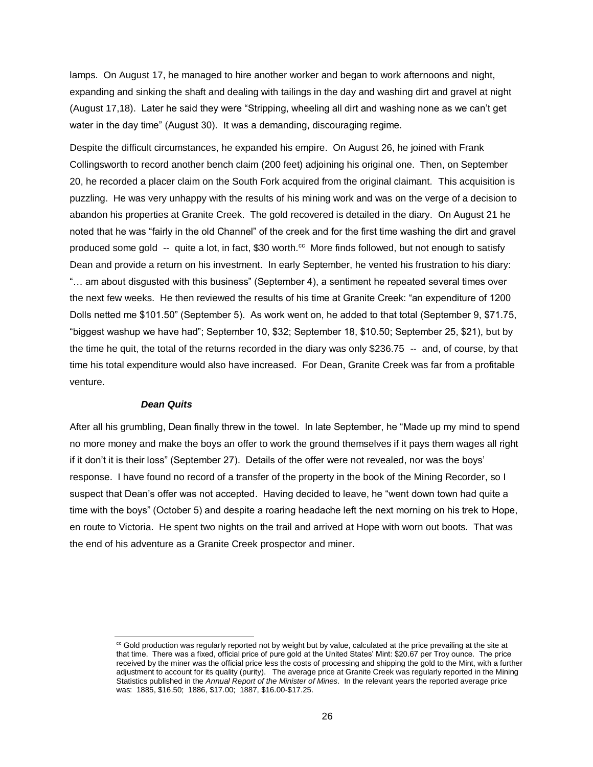lamps. On August 17, he managed to hire another worker and began to work afternoons and night, expanding and sinking the shaft and dealing with tailings in the day and washing dirt and gravel at night (August 17,18). Later he said they were "Stripping, wheeling all dirt and washing none as we can't get water in the day time" (August 30). It was a demanding, discouraging regime.

Despite the difficult circumstances, he expanded his empire. On August 26, he joined with Frank Collingsworth to record another bench claim (200 feet) adjoining his original one. Then, on September 20, he recorded a placer claim on the South Fork acquired from the original claimant. This acquisition is puzzling. He was very unhappy with the results of his mining work and was on the verge of a decision to abandon his properties at Granite Creek. The gold recovered is detailed in the diary. On August 21 he noted that he was "fairly in the old Channel" of the creek and for the first time washing the dirt and gravel produced some gold -- quite a lot, in fact, $30 worth.[cc] More finds followed, but not enough to satisfy Dean and provide a return on his investment. In early September, he vented his frustration to his diary: "… am about disgusted with this business" (September 4), a sentiment he repeated several times over the next few weeks. He then reviewed the results of his time at Granite Creek: "an expenditure of 1200 Dolls netted me $101.50" (September 5). As work went on, he added to that total (September 9, $71.75, "biggest washup we have had"; September 10, $32; September 18, $10.50; September 25, $21), but by the time he quit, the total of the returns recorded in the diary was only $236.75 -- and, of course, by that time his total expenditure would also have increased. For Dean, Granite Creek was far from a profitable venture.

### *Dean Quits*

After all his grumbling, Dean finally threw in the towel. In late September, he "Made up my mind to spend no more money and make the boys an offer to work the ground themselves if it pays them wages all right if it don't it is their loss" (September 27). Details of the offer were not revealed, nor was the boys' response. I have found no record of a transfer of the property in the book of the Mining Recorder, so I suspect that Dean's offer was not accepted. Having decided to leave, he "went down town had quite a time with the boys" (October 5) and despite a roaring headache left the next morning on his trek to Hope, en route to Victoria. He spent two nights on the trail and arrived at Hope with worn out boots. That was the end of his adventure as a Granite Creek prospector and miner.

---

[cc] Gold production was regularly reported not by weight but by value, calculated at the price prevailing at the site at that time. There was a fixed, official price of pure gold at the United States' Mint: $20.67 per Troy ounce. The price received by the miner was the official price less the costs of processing and shipping the gold to the Mint, with a further adjustment to account for its quality (purity). The average price at Granite Creek was regularly reported in the Mining Statistics published in the *Annual Report of the Minister of Mines*. In the relevant years the reported average price was: 1885, $16.50; 1886, $17.00; 1887, $16.00-$17.25.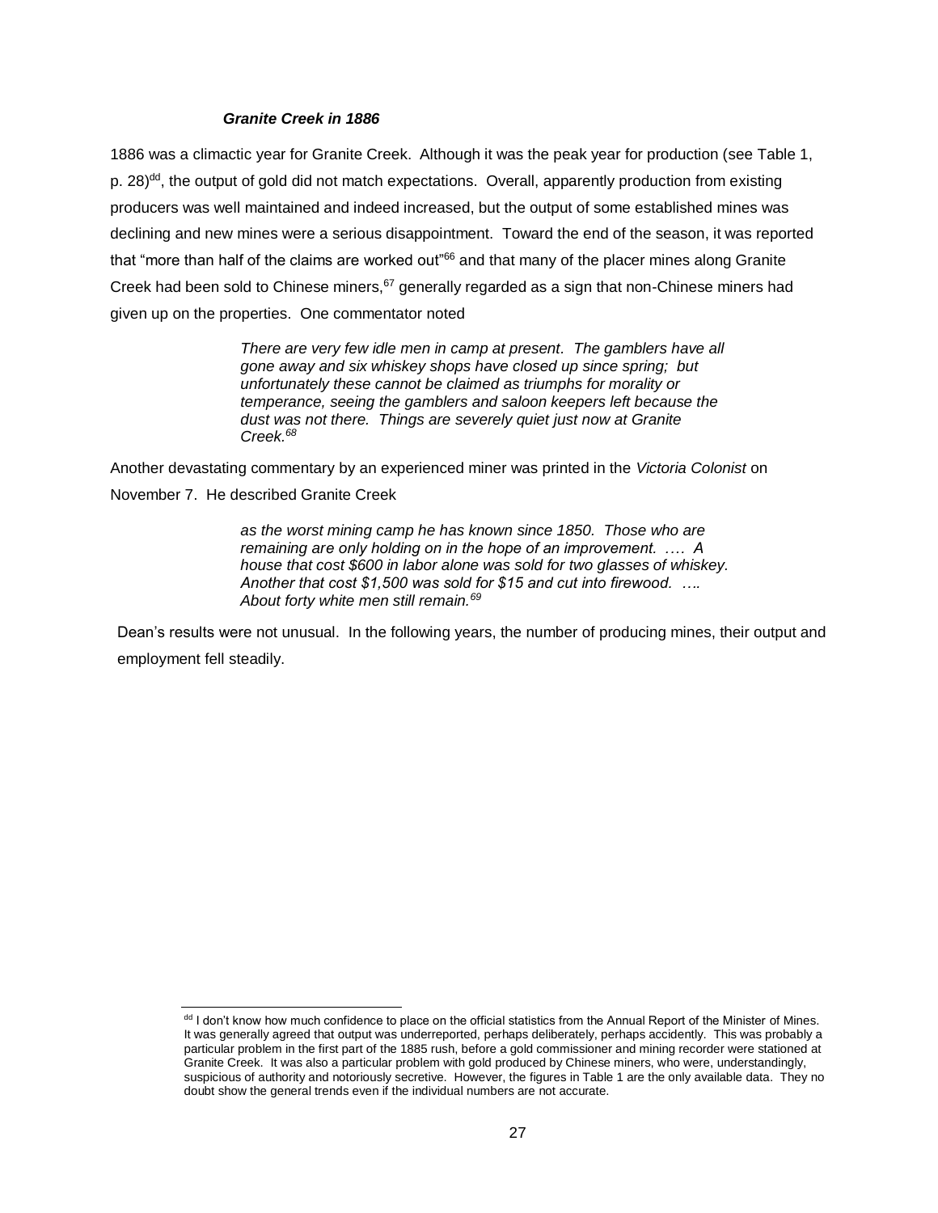### ***Granite Creek in 1886***

1886 was a climactic year for Granite Creek. Although it was the peak year for production (see Table 1, p. 28)[dd], the output of gold did not match expectations. Overall, apparently production from existing producers was well maintained and indeed increased, but the output of some established mines was declining and new mines were a serious disappointment. Toward the end of the season, it was reported that "more than half of the claims are worked out"[66] and that many of the placer mines along Granite Creek had been sold to Chinese miners,[67] generally regarded as a sign that non-Chinese miners had given up on the properties. One commentator noted

> *There are very few idle men in camp at present. The gamblers have all gone away and six whiskey shops have closed up since spring; but unfortunately these cannot be claimed as triumphs for morality or temperance, seeing the gamblers and saloon keepers left because the dust was not there. Things are severely quiet just now at Granite Creek.*[68]

Another devastating commentary by an experienced miner was printed in the *Victoria Colonist* on November 7. He described Granite Creek

> *as the worst mining camp he has known since 1850. Those who are remaining are only holding on in the hope of an improvement. …. A house that cost $600 in labor alone was sold for two glasses of whiskey. Another that cost $1,500 was sold for $15 and cut into firewood. …. About forty white men still remain.*[69]

Dean's results were not unusual. In the following years, the number of producing mines, their output and employment fell steadily.

---

[dd] I don't know how much confidence to place on the official statistics from the Annual Report of the Minister of Mines. It was generally agreed that output was underreported, perhaps deliberately, perhaps accidently. This was probably a particular problem in the first part of the 1885 rush, before a gold commissioner and mining recorder were stationed at Granite Creek. It was also a particular problem with gold produced by Chinese miners, who were, understandingly, suspicious of authority and notoriously secretive. However, the figures in Table 1 are the only available data. They no doubt show the general trends even if the individual numbers are not accurate.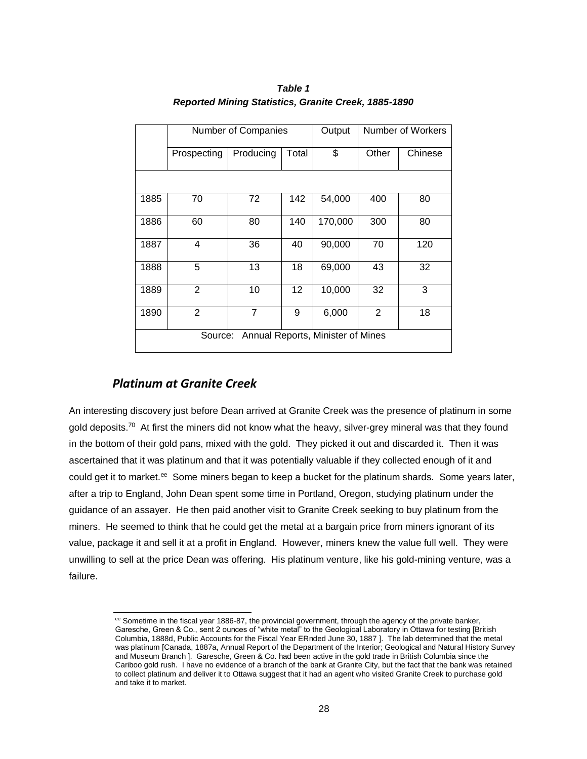***Table 1***
***Reported Mining Statistics, Granite Creek, 1885-1890***

| | Number of Companies | | | Output | Number of Workers | |
|---|---|---|---|---|---|---|
| | Prospecting | Producing | Total | $ | Other | Chinese |
| 1885 | 70 | 72 | 142 | 54,000 | 400 | 80 |
| 1886 | 60 | 80 | 140 | 170,000 | 300 | 80 |
| 1887 | 4 | 36 | 40 | 90,000 | 70 | 120 |
| 1888 | 5 | 13 | 18 | 69,000 | 43 | 32 |
| 1889 | 2 | 10 | 12 | 10,000 | 32 | 3 |
| 1890 | 2 | 7 | 9 | 6,000 | 2 | 18 |
| Source: Annual Reports, Minister of Mines | | | | | | |

## *Platinum at Granite Creek*

An interesting discovery just before Dean arrived at Granite Creek was the presence of platinum in some gold deposits.[70] At first the miners did not know what the heavy, silver-grey mineral was that they found in the bottom of their gold pans, mixed with the gold. They picked it out and discarded it. Then it was ascertained that it was platinum and that it was potentially valuable if they collected enough of it and could get it to market.[ee] Some miners began to keep a bucket for the platinum shards. Some years later, after a trip to England, John Dean spent some time in Portland, Oregon, studying platinum under the guidance of an assayer. He then paid another visit to Granite Creek seeking to buy platinum from the miners. He seemed to think that he could get the metal at a bargain price from miners ignorant of its value, package it and sell it at a profit in England. However, miners knew the value full well. They were unwilling to sell at the price Dean was offering. His platinum venture, like his gold-mining venture, was a failure.

[ee] Sometime in the fiscal year 1886-87, the provincial government, through the agency of the private banker, Garesche, Green & Co., sent 2 ounces of "white metal" to the Geological Laboratory in Ottawa for testing [British Columbia, 1888d, Public Accounts for the Fiscal Year ERnded June 30, 1887 ]. The lab determined that the metal was platinum [Canada, 1887a, Annual Report of the Department of the Interior; Geological and Natural History Survey and Museum Branch ]. Garesche, Green & Co. had been active in the gold trade in British Columbia since the Cariboo gold rush. I have no evidence of a branch of the bank at Granite City, but the fact that the bank was retained to collect platinum and deliver it to Ottawa suggest that it had an agent who visited Granite Creek to purchase gold and take it to market.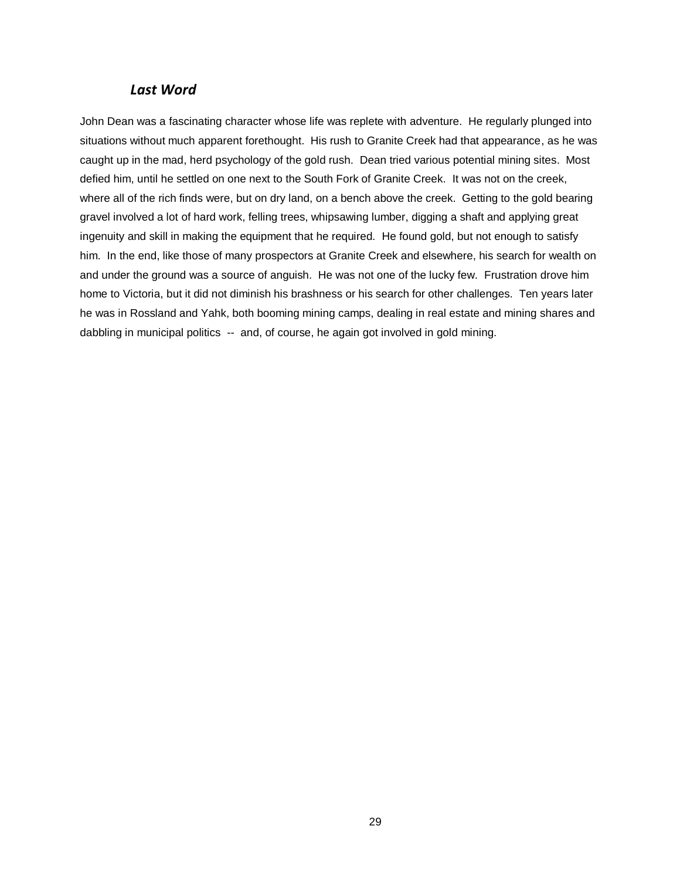### *Last Word*

John Dean was a fascinating character whose life was replete with adventure. He regularly plunged into situations without much apparent forethought. His rush to Granite Creek had that appearance, as he was caught up in the mad, herd psychology of the gold rush. Dean tried various potential mining sites. Most defied him, until he settled on one next to the South Fork of Granite Creek. It was not on the creek, where all of the rich finds were, but on dry land, on a bench above the creek. Getting to the gold bearing gravel involved a lot of hard work, felling trees, whipsawing lumber, digging a shaft and applying great ingenuity and skill in making the equipment that he required. He found gold, but not enough to satisfy him. In the end, like those of many prospectors at Granite Creek and elsewhere, his search for wealth on and under the ground was a source of anguish. He was not one of the lucky few. Frustration drove him home to Victoria, but it did not diminish his brashness or his search for other challenges. Ten years later he was in Rossland and Yahk, both booming mining camps, dealing in real estate and mining shares and dabbling in municipal politics -- and, of course, he again got involved in gold mining.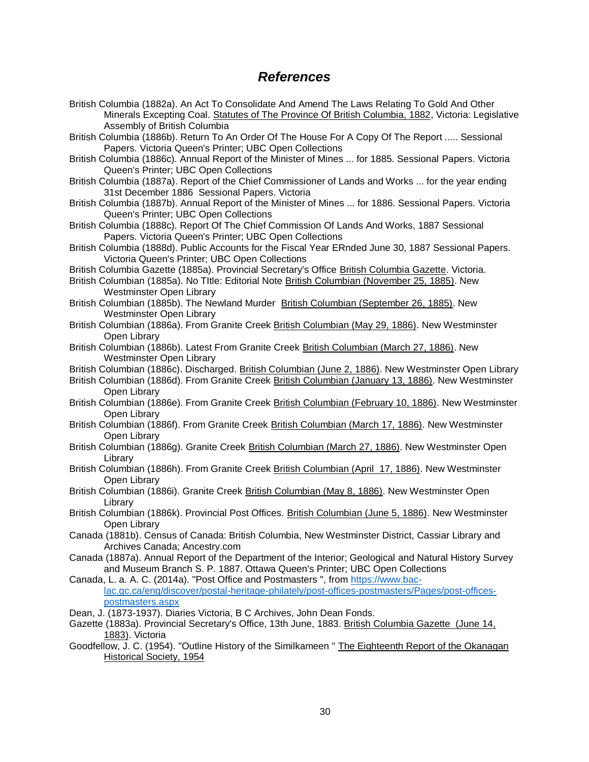## ***References***

British Columbia (1882a). An Act To Consolidate And Amend The Laws Relating To Gold And Other Minerals Excepting Coal. Statutes of The Province Of British Columbia, 1882, Victoria: Legislative Assembly of British Columbia

British Columbia (1886b). Return To An Order Of The House For A Copy Of The Report ..... Sessional Papers. Victoria Queen's Printer; UBC Open Collections

British Columbia (1886c). Annual Report of the Minister of Mines ... for 1885. Sessional Papers. Victoria Queen's Printer; UBC Open Collections

British Columbia (1887a). Report of the Chief Commissioner of Lands and Works ... for the year ending 31st December 1886 Sessional Papers. Victoria

British Columbia (1887b). Annual Report of the Minister of Mines ... for 1886. Sessional Papers. Victoria Queen's Printer; UBC Open Collections

British Columbia (1888c). Report Of The Chief Commission Of Lands And Works, 1887 Sessional Papers. Victoria Queen's Printer; UBC Open Collections

British Columbia (1888d). Public Accounts for the Fiscal Year ERnded June 30, 1887 Sessional Papers. Victoria Queen's Printer; UBC Open Collections

British Columbia Gazette (1885a). Provincial Secretary's Office British Columbia Gazette. Victoria.

British Columbian (1885a). No TItle: Editorial Note British Columbian (November 25, 1885). New Westminster Open Library

British Columbian (1885b). The Newland Murder British Columbian (September 26, 1885). New Westminster Open Library

British Columbian (1886a). From Granite Creek British Columbian (May 29, 1886). New Westminster Open Library

British Columbian (1886b). Latest From Granite Creek British Columbian (March 27, 1886). New Westminster Open Library

British Columbian (1886c). Discharged. British Columbian (June 2, 1886). New Westminster Open Library

British Columbian (1886d). From Granite Creek British Columbian (January 13, 1886). New Westminster Open Library

British Columbian (1886e). From Granite Creek British Columbian (February 10, 1886). New Westminster Open Library

British Columbian (1886f). From Granite Creek British Columbian (March 17, 1886). New Westminster Open Library

British Columbian (1886g). Granite Creek British Columbian (March 27, 1886). New Westminster Open Library

British Columbian (1886h). From Granite Creek British Columbian (April 17, 1886). New Westminster Open Library

British Columbian (1886i). Granite Creek British Columbian (May 8, 1886). New Westminster Open Library

British Columbian (1886k). Provincial Post Offices. British Columbian (June 5, 1886). New Westminster Open Library

Canada (1881b). Census of Canada: British Columbia, New Westminster District, Cassiar Library and Archives Canada; Ancestry.com

Canada (1887a). Annual Report of the Department of the Interior; Geological and Natural History Survey and Museum Branch S. P. 1887. Ottawa Queen's Printer; UBC Open Collections

Canada, L. a. A. C. (2014a). "Post Office and Postmasters ", from https://www.bac-lac.gc.ca/eng/discover/postal-heritage-philately/post-offices-postmasters/Pages/post-offices-postmasters.aspx

Dean, J. (1873-1937). Diaries Victoria, B C Archives, John Dean Fonds.

Gazette (1883a). Provincial Secretary's Office, 13th June, 1883. British Columbia Gazette (June 14, 1883). Victoria

Goodfellow, J. C. (1954). "Outline History of the Similkameen " The Eighteenth Report of the Okanagan Historical Society, 1954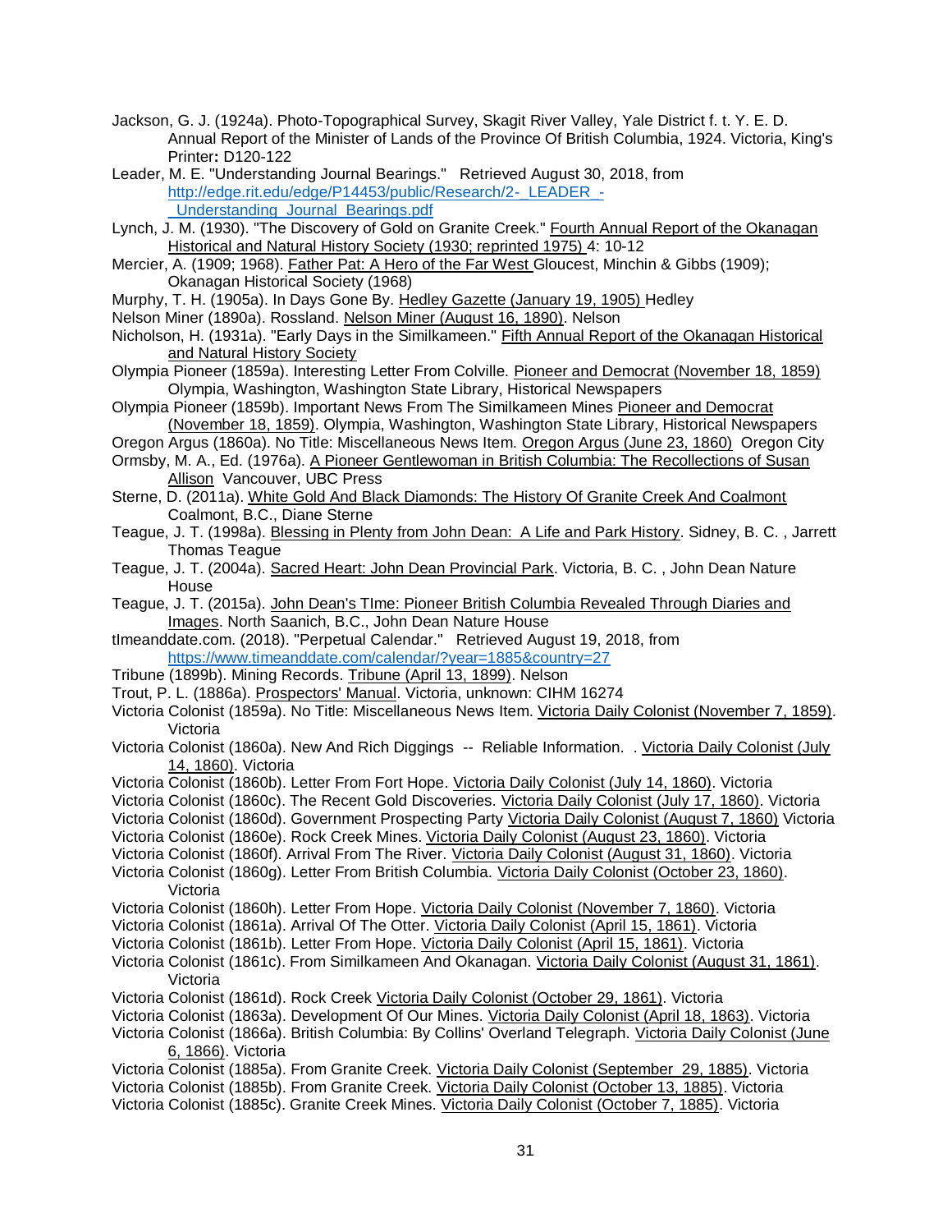Jackson, G. J. (1924a). Photo-Topographical Survey, Skagit River Valley, Yale District f. t. Y. E. D. Annual Report of the Minister of Lands of the Province Of British Columbia, 1924. Victoria, King's Printer**:** D120-122

Leader, M. E. "Understanding Journal Bearings." Retrieved August 30, 2018, from http://edge.rit.edu/edge/P14453/public/Research/2-_LEADER_-_Understanding_Journal_Bearings.pdf

Lynch, J. M. (1930). "The Discovery of Gold on Granite Creek." Fourth Annual Report of the Okanagan Historical and Natural History Society (1930; reprinted 1975) 4: 10-12

Mercier, A. (1909; 1968). Father Pat: A Hero of the Far West Gloucest, Minchin & Gibbs (1909); Okanagan Historical Society (1968)

Murphy, T. H. (1905a). In Days Gone By. Hedley Gazette (January 19, 1905) Hedley

Nelson Miner (1890a). Rossland. Nelson Miner (August 16, 1890). Nelson

Nicholson, H. (1931a). "Early Days in the Similkameen." Fifth Annual Report of the Okanagan Historical and Natural History Society

Olympia Pioneer (1859a). Interesting Letter From Colville. Pioneer and Democrat (November 18, 1859) Olympia, Washington, Washington State Library, Historical Newspapers

Olympia Pioneer (1859b). Important News From The Similkameen Mines Pioneer and Democrat (November 18, 1859). Olympia, Washington, Washington State Library, Historical Newspapers

Oregon Argus (1860a). No Title: Miscellaneous News Item. Oregon Argus (June 23, 1860) Oregon City

Ormsby, M. A., Ed. (1976a). A Pioneer Gentlewoman in British Columbia: The Recollections of Susan Allison Vancouver, UBC Press

Sterne, D. (2011a). White Gold And Black Diamonds: The History Of Granite Creek And Coalmont Coalmont, B.C., Diane Sterne

Teague, J. T. (1998a). Blessing in Plenty from John Dean: A Life and Park History. Sidney, B. C. , Jarrett Thomas Teague

Teague, J. T. (2004a). Sacred Heart: John Dean Provincial Park. Victoria, B. C. , John Dean Nature House

Teague, J. T. (2015a). John Dean's TIme: Pioneer British Columbia Revealed Through Diaries and Images. North Saanich, B.C., John Dean Nature House

tImeanddate.com. (2018). "Perpetual Calendar." Retrieved August 19, 2018, from https://www.timeanddate.com/calendar/?year=1885&country=27

Tribune (1899b). Mining Records. Tribune (April 13, 1899). Nelson

Trout, P. L. (1886a). Prospectors' Manual. Victoria, unknown: CIHM 16274

Victoria Colonist (1859a). No Title: Miscellaneous News Item. Victoria Daily Colonist (November 7, 1859). Victoria

Victoria Colonist (1860a). New And Rich Diggings -- Reliable Information. . Victoria Daily Colonist (July 14, 1860). Victoria

Victoria Colonist (1860b). Letter From Fort Hope. Victoria Daily Colonist (July 14, 1860). Victoria

Victoria Colonist (1860c). The Recent Gold Discoveries. Victoria Daily Colonist (July 17, 1860). Victoria

Victoria Colonist (1860d). Government Prospecting Party Victoria Daily Colonist (August 7, 1860) Victoria

Victoria Colonist (1860e). Rock Creek Mines. Victoria Daily Colonist (August 23, 1860). Victoria

Victoria Colonist (1860f). Arrival From The River. Victoria Daily Colonist (August 31, 1860). Victoria

Victoria Colonist (1860g). Letter From British Columbia. Victoria Daily Colonist (October 23, 1860). Victoria

Victoria Colonist (1860h). Letter From Hope. Victoria Daily Colonist (November 7, 1860). Victoria

Victoria Colonist (1861a). Arrival Of The Otter. Victoria Daily Colonist (April 15, 1861). Victoria

Victoria Colonist (1861b). Letter From Hope. Victoria Daily Colonist (April 15, 1861). Victoria

Victoria Colonist (1861c). From Similkameen And Okanagan. Victoria Daily Colonist (August 31, 1861). Victoria

Victoria Colonist (1861d). Rock Creek Victoria Daily Colonist (October 29, 1861). Victoria

Victoria Colonist (1863a). Development Of Our Mines. Victoria Daily Colonist (April 18, 1863). Victoria

Victoria Colonist (1866a). British Columbia: By Collins' Overland Telegraph. Victoria Daily Colonist (June 6, 1866). Victoria

Victoria Colonist (1885a). From Granite Creek. Victoria Daily Colonist (September 29, 1885). Victoria

Victoria Colonist (1885b). From Granite Creek. Victoria Daily Colonist (October 13, 1885). Victoria

Victoria Colonist (1885c). Granite Creek Mines. Victoria Daily Colonist (October 7, 1885). Victoria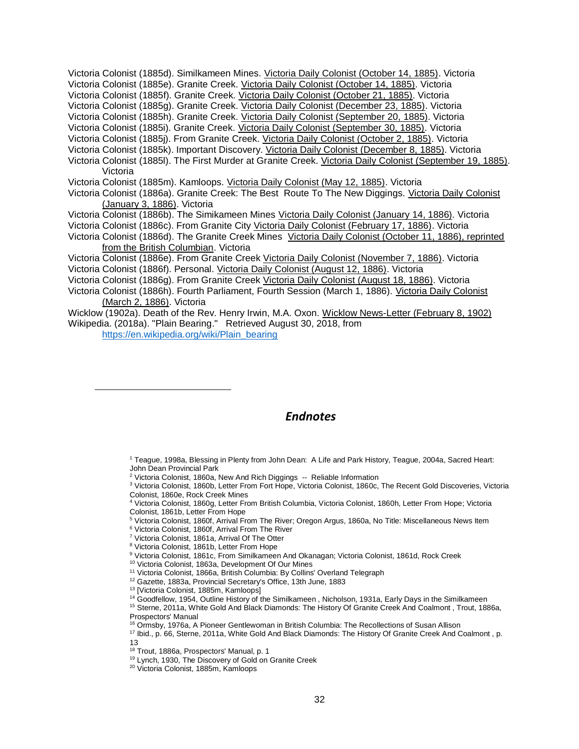Victoria Colonist (1885d). Similkameen Mines. Victoria Daily Colonist (October 14, 1885). Victoria

Victoria Colonist (1885e). Granite Creek. Victoria Daily Colonist (October 14, 1885). Victoria

Victoria Colonist (1885f). Granite Creek. Victoria Daily Colonist (October 21, 1885). Victoria

Victoria Colonist (1885g). Granite Creek. Victoria Daily Colonist (December 23, 1885). Victoria

Victoria Colonist (1885h). Granite Creek. Victoria Daily Colonist (September 20, 1885). Victoria

Victoria Colonist (1885i). Granite Creek. Victoria Daily Colonist (September 30, 1885). Victoria

Victoria Colonist (1885j). From Granite Creek. Victoria Daily Colonist (October 2, 1885). Victoria

Victoria Colonist (1885k). Important Discovery. Victoria Daily Colonist (December 8, 1885). Victoria

Victoria Colonist (1885l). The First Murder at Granite Creek. Victoria Daily Colonist (September 19, 1885). Victoria

Victoria Colonist (1885m). Kamloops. Victoria Daily Colonist (May 12, 1885). Victoria

Victoria Colonist (1886a). Granite Creek: The Best Route To The New Diggings. Victoria Daily Colonist (January 3, 1886). Victoria

Victoria Colonist (1886b). The Simikameen Mines Victoria Daily Colonist (January 14, 1886). Victoria

Victoria Colonist (1886c). From Granite City Victoria Daily Colonist (February 17, 1886). Victoria

Victoria Colonist (1886d). The Granite Creek Mines Victoria Daily Colonist (October 11, 1886), reprinted from the British Columbian. Victoria

Victoria Colonist (1886e). From Granite Creek Victoria Daily Colonist (November 7, 1886). Victoria

Victoria Colonist (1886f). Personal. Victoria Daily Colonist (August 12, 1886). Victoria

Victoria Colonist (1886g). From Granite Creek Victoria Daily Colonist (August 18, 1886). Victoria

Victoria Colonist (1886h). Fourth Parliament, Fourth Session (March 1, 1886). Victoria Daily Colonist (March 2, 1886). Victoria

Wicklow (1902a). Death of the Rev. Henry Irwin, M.A. Oxon. Wicklow News-Letter (February 8, 1902)

Wikipedia. (2018a). "Plain Bearing." Retrieved August 30, 2018, from https://en.wikipedia.org/wiki/Plain_bearing

## *Endnotes*

[1] Teague, 1998a, Blessing in Plenty from John Dean: A Life and Park History, Teague, 2004a, Sacred Heart: John Dean Provincial Park

[2] Victoria Colonist, 1860a, New And Rich Diggings -- Reliable Information

[3] Victoria Colonist, 1860b, Letter From Fort Hope, Victoria Colonist, 1860c, The Recent Gold Discoveries, Victoria Colonist, 1860e, Rock Creek Mines

[4] Victoria Colonist, 1860g, Letter From British Columbia, Victoria Colonist, 1860h, Letter From Hope; Victoria Colonist, 1861b, Letter From Hope

[5] Victoria Colonist, 1860f, Arrival From The River; Oregon Argus, 1860a, No Title: Miscellaneous News Item

[6] Victoria Colonist, 1860f, Arrival From The River

[7] Victoria Colonist, 1861a, Arrival Of The Otter

[8] Victoria Colonist, 1861b, Letter From Hope

[9] Victoria Colonist, 1861c, From Similkameen And Okanagan; Victoria Colonist, 1861d, Rock Creek

[10] Victoria Colonist, 1863a, Development Of Our Mines

[11] Victoria Colonist, 1866a, British Columbia: By Collins' Overland Telegraph

[12] Gazette, 1883a, Provincial Secretary's Office, 13th June, 1883

[13] [Victoria Colonist, 1885m, Kamloops]

[14] Goodfellow, 1954, Outline History of the Similkameen , Nicholson, 1931a, Early Days in the Similkameen

[15] Sterne, 2011a, White Gold And Black Diamonds: The History Of Granite Creek And Coalmont , Trout, 1886a, Prospectors' Manual

[16] Ormsby, 1976a, A Pioneer Gentlewoman in British Columbia: The Recollections of Susan Allison

[17] Ibid., p. 66, Sterne, 2011a, White Gold And Black Diamonds: The History Of Granite Creek And Coalmont , p. 13

[18] Trout, 1886a, Prospectors' Manual, p. 1

[19] Lynch, 1930, The Discovery of Gold on Granite Creek

[20] Victoria Colonist, 1885m, Kamloops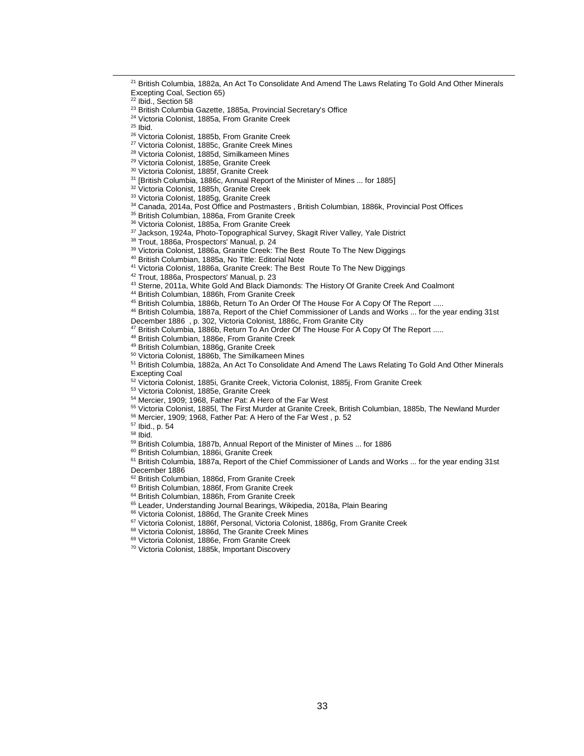[21] British Columbia, 1882a, An Act To Consolidate And Amend The Laws Relating To Gold And Other Minerals Excepting Coal, Section 65)

[22] Ibid., Section 58

[23] British Columbia Gazette, 1885a, Provincial Secretary's Office

[24] Victoria Colonist, 1885a, From Granite Creek

[25] Ibid.

[26] Victoria Colonist, 1885b, From Granite Creek

[27] Victoria Colonist, 1885c, Granite Creek Mines

[28] Victoria Colonist, 1885d, Similkameen Mines

[29] Victoria Colonist, 1885e, Granite Creek

[30] Victoria Colonist, 1885f, Granite Creek

[31] [British Columbia, 1886c, Annual Report of the Minister of Mines ... for 1885]

[32] Victoria Colonist, 1885h, Granite Creek

[33] Victoria Colonist, 1885g, Granite Creek

[34] Canada, 2014a, Post Office and Postmasters , British Columbian, 1886k, Provincial Post Offices

[35] British Columbian, 1886a, From Granite Creek

[36] Victoria Colonist, 1885a, From Granite Creek

[37] Jackson, 1924a, Photo-Topographical Survey, Skagit River Valley, Yale District

[38] Trout, 1886a, Prospectors' Manual, p. 24

[39] Victoria Colonist, 1886a, Granite Creek: The Best Route To The New Diggings

[40] British Columbian, 1885a, No TItle: Editorial Note

[41] Victoria Colonist, 1886a, Granite Creek: The Best Route To The New Diggings

[42] Trout, 1886a, Prospectors' Manual, p. 23

[43] Sterne, 2011a, White Gold And Black Diamonds: The History Of Granite Creek And Coalmont

[44] British Columbian, 1886h, From Granite Creek

[45] British Columbia, 1886b, Return To An Order Of The House For A Copy Of The Report .....

[46] British Columbia, 1887a, Report of the Chief Commissioner of Lands and Works ... for the year ending 31st December 1886 , p. 302, Victoria Colonist, 1886c, From Granite City

[47] British Columbia, 1886b, Return To An Order Of The House For A Copy Of The Report .....

[48] British Columbian, 1886e, From Granite Creek

[49] British Columbian, 1886g, Granite Creek

[50] Victoria Colonist, 1886b, The Similkameen Mines

[51] British Columbia, 1882a, An Act To Consolidate And Amend The Laws Relating To Gold And Other Minerals Excepting Coal

[52] Victoria Colonist, 1885i, Granite Creek, Victoria Colonist, 1885j, From Granite Creek

[53] Victoria Colonist, 1885e, Granite Creek

[54] Mercier, 1909; 1968, Father Pat: A Hero of the Far West

[55] Victoria Colonist, 1885l, The First Murder at Granite Creek, British Columbian, 1885b, The Newland Murder

[56] Mercier, 1909; 1968, Father Pat: A Hero of the Far West , p. 52

[57] Ibid., p. 54

[58] Ibid.

[59] British Columbia, 1887b, Annual Report of the Minister of Mines ... for 1886

[60] British Columbian, 1886i, Granite Creek

[61] British Columbia, 1887a, Report of the Chief Commissioner of Lands and Works ... for the year ending 31st December 1886

[62] British Columbian, 1886d, From Granite Creek

[63] British Columbian, 1886f, From Granite Creek

[64] British Columbian, 1886h, From Granite Creek

[65] Leader, Understanding Journal Bearings, Wikipedia, 2018a, Plain Bearing

[66] Victoria Colonist, 1886d, The Granite Creek Mines

[67] Victoria Colonist, 1886f, Personal, Victoria Colonist, 1886g, From Granite Creek

[68] Victoria Colonist, 1886d, The Granite Creek Mines

[69] Victoria Colonist, 1886e, From Granite Creek

[70] Victoria Colonist, 1885k, Important Discovery